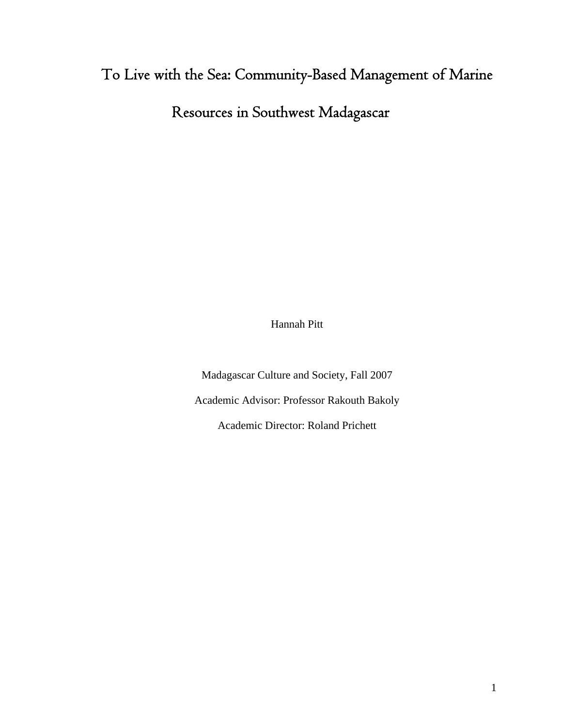# To Live with the Sea: Community-Based Management of Marine Resources in Southwest Madagascar

Hannah Pitt

Madagascar Culture and Society, Fall 2007

Academic Advisor: Professor Rakouth Bakoly

Academic Director: Roland Prichett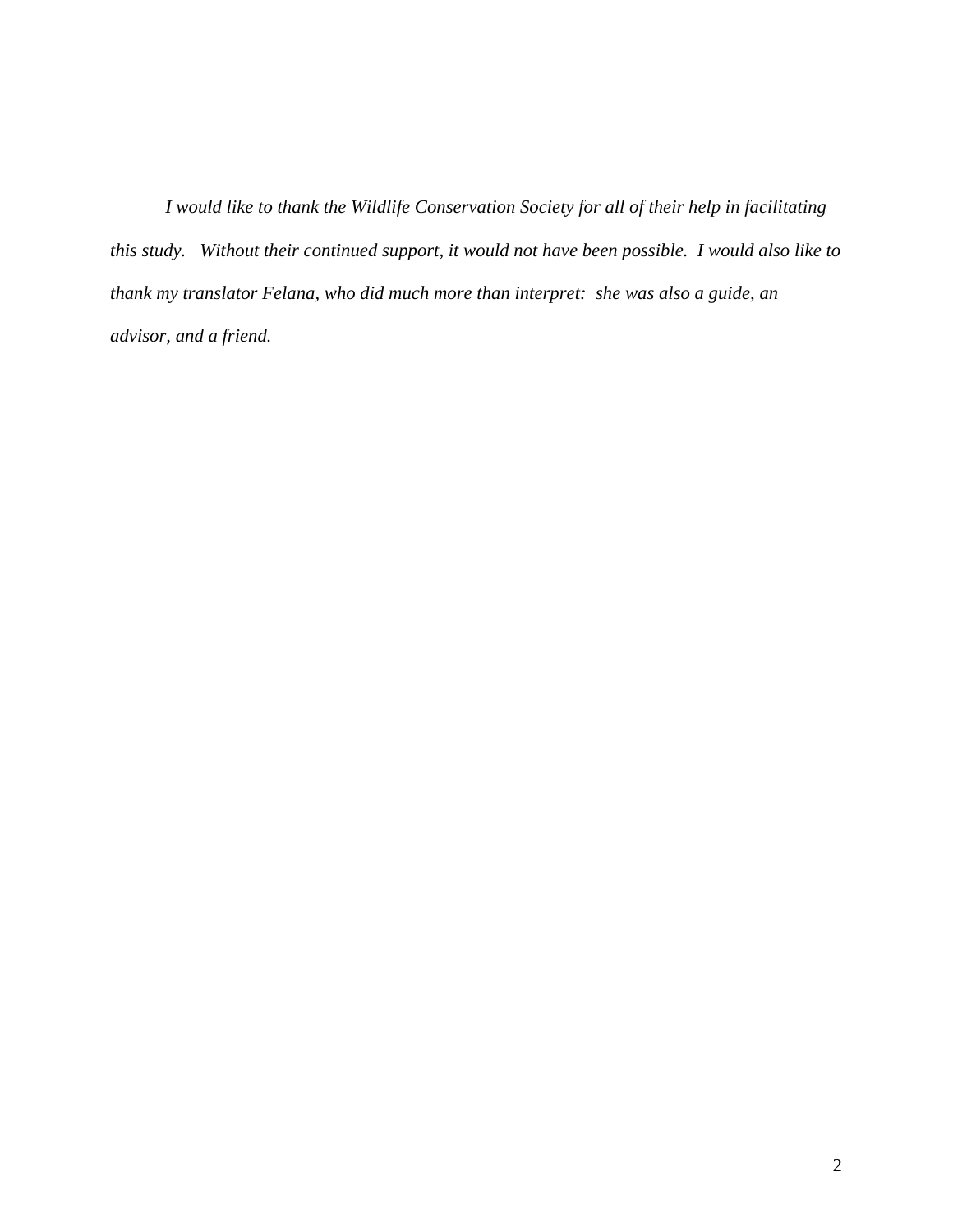*I would like to thank the Wildlife Conservation Society for all of their help in facilitating this study. Without their continued support, it would not have been possible. I would also like to thank my translator Felana, who did much more than interpret: she was also a guide, an advisor, and a friend.*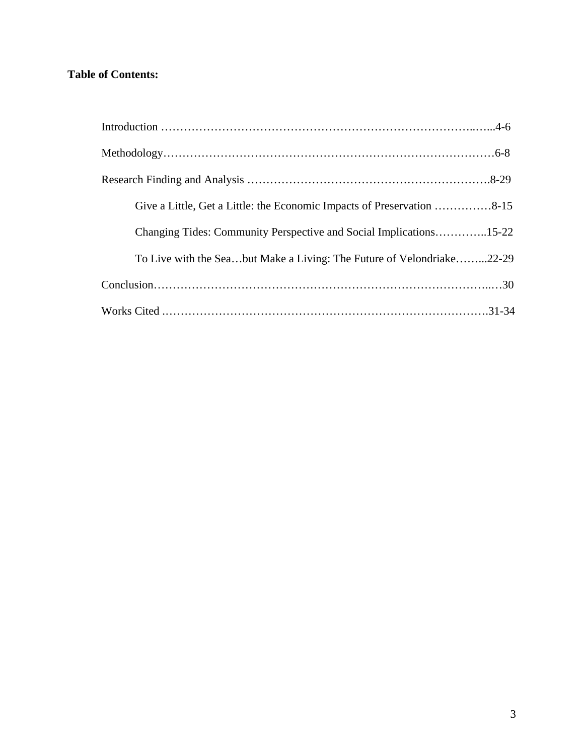**Table of Contents:**

Introduction ……………………………………………………………………………..…...4-6

Methodology……………………………………………………………………………6-8

Research Finding and Analysis ……………………………………………………….8-29

  Give a Little, Get a Little: the Economic Impacts of Preservation ……………8-15

  Changing Tides: Community Perspective and Social Implications…………..15-22

  To Live with the Sea…but Make a Living: The Future of Velondriake……...22-29

Conclusion…………………………………………………………………………..…30

Works Cited ……………………………………………………………………….31-34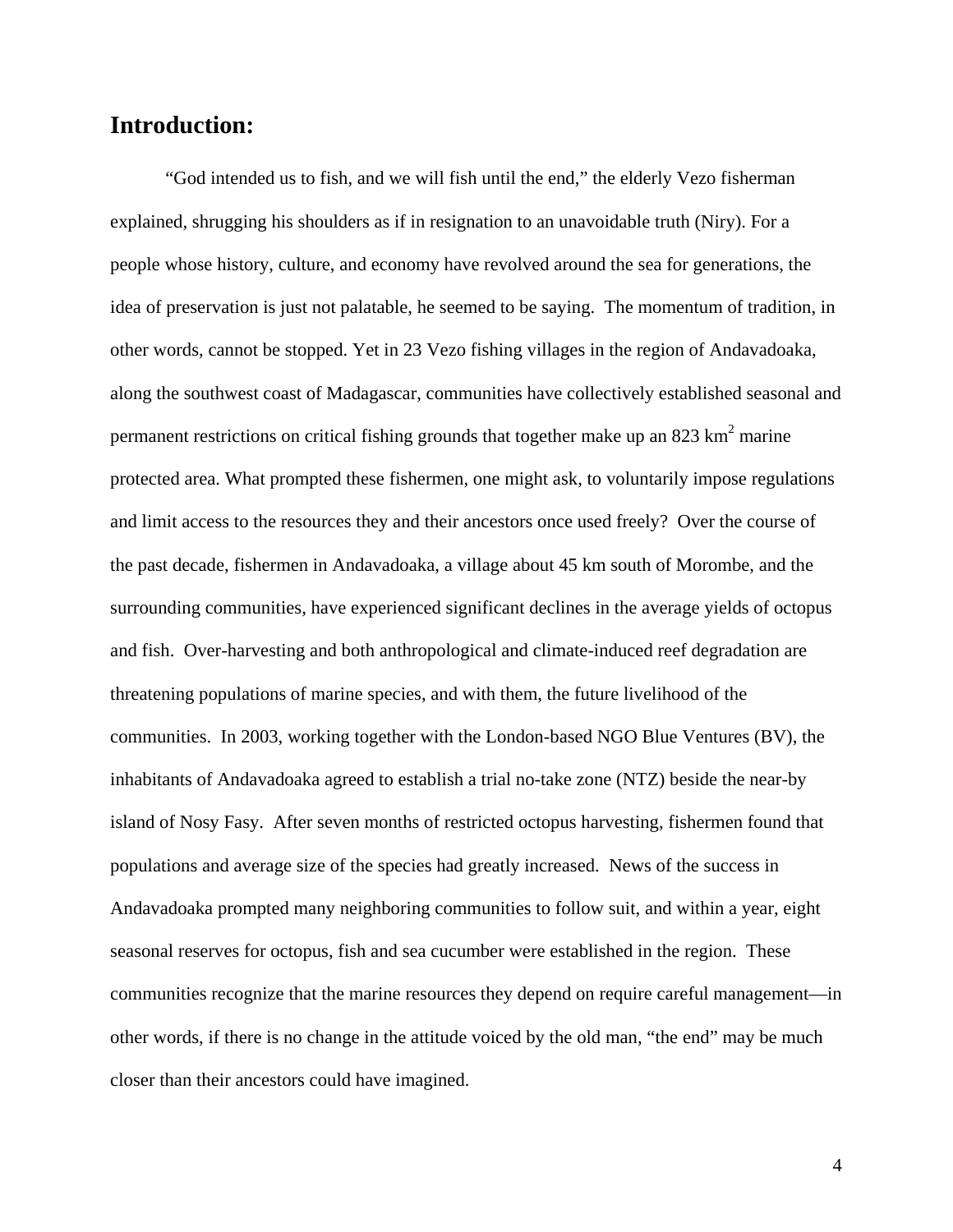## Introduction:

"God intended us to fish, and we will fish until the end," the elderly Vezo fisherman explained, shrugging his shoulders as if in resignation to an unavoidable truth (Niry). For a people whose history, culture, and economy have revolved around the sea for generations, the idea of preservation is just not palatable, he seemed to be saying. The momentum of tradition, in other words, cannot be stopped. Yet in 23 Vezo fishing villages in the region of Andavadoaka, along the southwest coast of Madagascar, communities have collectively established seasonal and permanent restrictions on critical fishing grounds that together make up an 823 $km^2$ marine protected area. What prompted these fishermen, one might ask, to voluntarily impose regulations and limit access to the resources they and their ancestors once used freely? Over the course of the past decade, fishermen in Andavadoaka, a village about 45 km south of Morombe, and the surrounding communities, have experienced significant declines in the average yields of octopus and fish. Over-harvesting and both anthropological and climate-induced reef degradation are threatening populations of marine species, and with them, the future livelihood of the communities. In 2003, working together with the London-based NGO Blue Ventures (BV), the inhabitants of Andavadoaka agreed to establish a trial no-take zone (NTZ) beside the near-by island of Nosy Fasy. After seven months of restricted octopus harvesting, fishermen found that populations and average size of the species had greatly increased. News of the success in Andavadoaka prompted many neighboring communities to follow suit, and within a year, eight seasonal reserves for octopus, fish and sea cucumber were established in the region. These communities recognize that the marine resources they depend on require careful management—in other words, if there is no change in the attitude voiced by the old man, "the end" may be much closer than their ancestors could have imagined.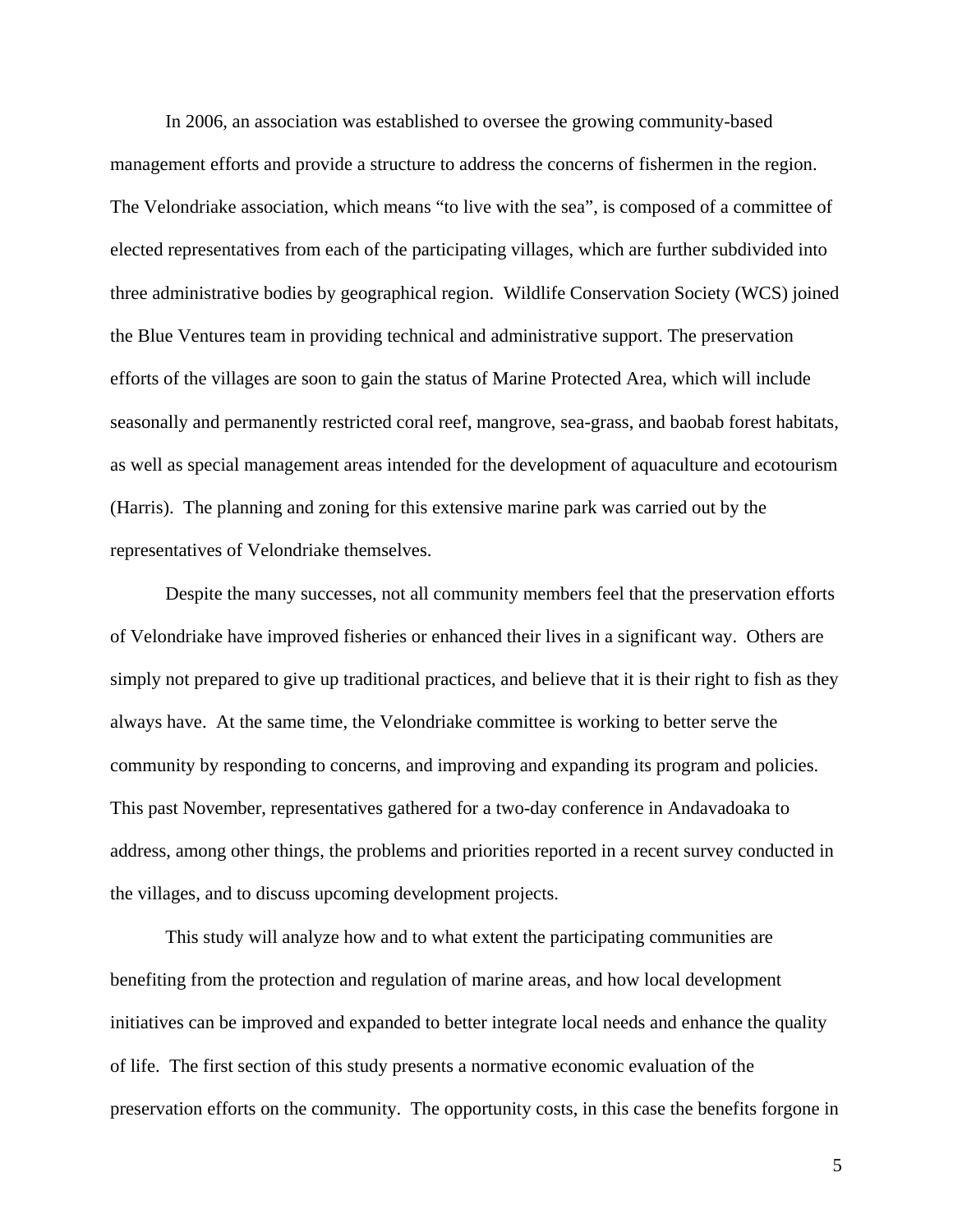In 2006, an association was established to oversee the growing community-based management efforts and provide a structure to address the concerns of fishermen in the region. The Velondriake association, which means "to live with the sea", is composed of a committee of elected representatives from each of the participating villages, which are further subdivided into three administrative bodies by geographical region. Wildlife Conservation Society (WCS) joined the Blue Ventures team in providing technical and administrative support. The preservation efforts of the villages are soon to gain the status of Marine Protected Area, which will include seasonally and permanently restricted coral reef, mangrove, sea-grass, and baobab forest habitats, as well as special management areas intended for the development of aquaculture and ecotourism (Harris). The planning and zoning for this extensive marine park was carried out by the representatives of Velondriake themselves.

Despite the many successes, not all community members feel that the preservation efforts of Velondriake have improved fisheries or enhanced their lives in a significant way. Others are simply not prepared to give up traditional practices, and believe that it is their right to fish as they always have. At the same time, the Velondriake committee is working to better serve the community by responding to concerns, and improving and expanding its program and policies. This past November, representatives gathered for a two-day conference in Andavadoaka to address, among other things, the problems and priorities reported in a recent survey conducted in the villages, and to discuss upcoming development projects.

This study will analyze how and to what extent the participating communities are benefiting from the protection and regulation of marine areas, and how local development initiatives can be improved and expanded to better integrate local needs and enhance the quality of life. The first section of this study presents a normative economic evaluation of the preservation efforts on the community. The opportunity costs, in this case the benefits forgone in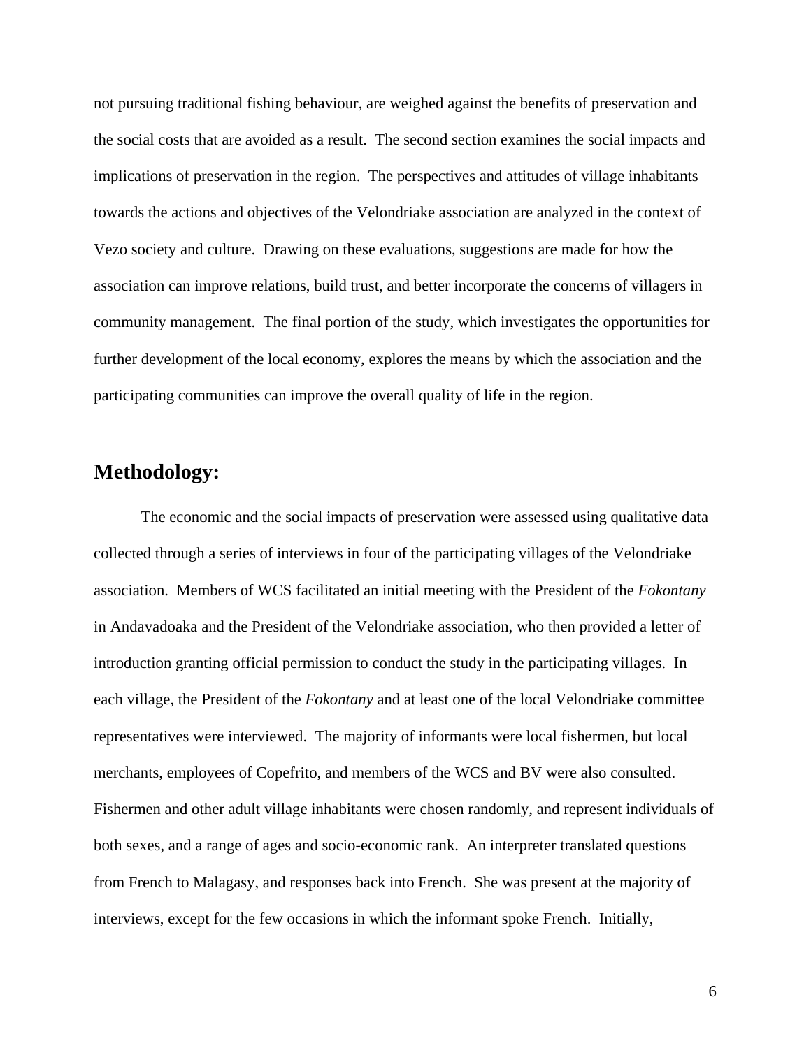not pursuing traditional fishing behaviour, are weighed against the benefits of preservation and the social costs that are avoided as a result. The second section examines the social impacts and implications of preservation in the region. The perspectives and attitudes of village inhabitants towards the actions and objectives of the Velondriake association are analyzed in the context of Vezo society and culture. Drawing on these evaluations, suggestions are made for how the association can improve relations, build trust, and better incorporate the concerns of villagers in community management. The final portion of the study, which investigates the opportunities for further development of the local economy, explores the means by which the association and the participating communities can improve the overall quality of life in the region.

## Methodology:

The economic and the social impacts of preservation were assessed using qualitative data collected through a series of interviews in four of the participating villages of the Velondriake association. Members of WCS facilitated an initial meeting with the President of the *Fokontany* in Andavadoaka and the President of the Velondriake association, who then provided a letter of introduction granting official permission to conduct the study in the participating villages. In each village, the President of the *Fokontany* and at least one of the local Velondriake committee representatives were interviewed. The majority of informants were local fishermen, but local merchants, employees of Copefrito, and members of the WCS and BV were also consulted. Fishermen and other adult village inhabitants were chosen randomly, and represent individuals of both sexes, and a range of ages and socio-economic rank. An interpreter translated questions from French to Malagasy, and responses back into French. She was present at the majority of interviews, except for the few occasions in which the informant spoke French. Initially,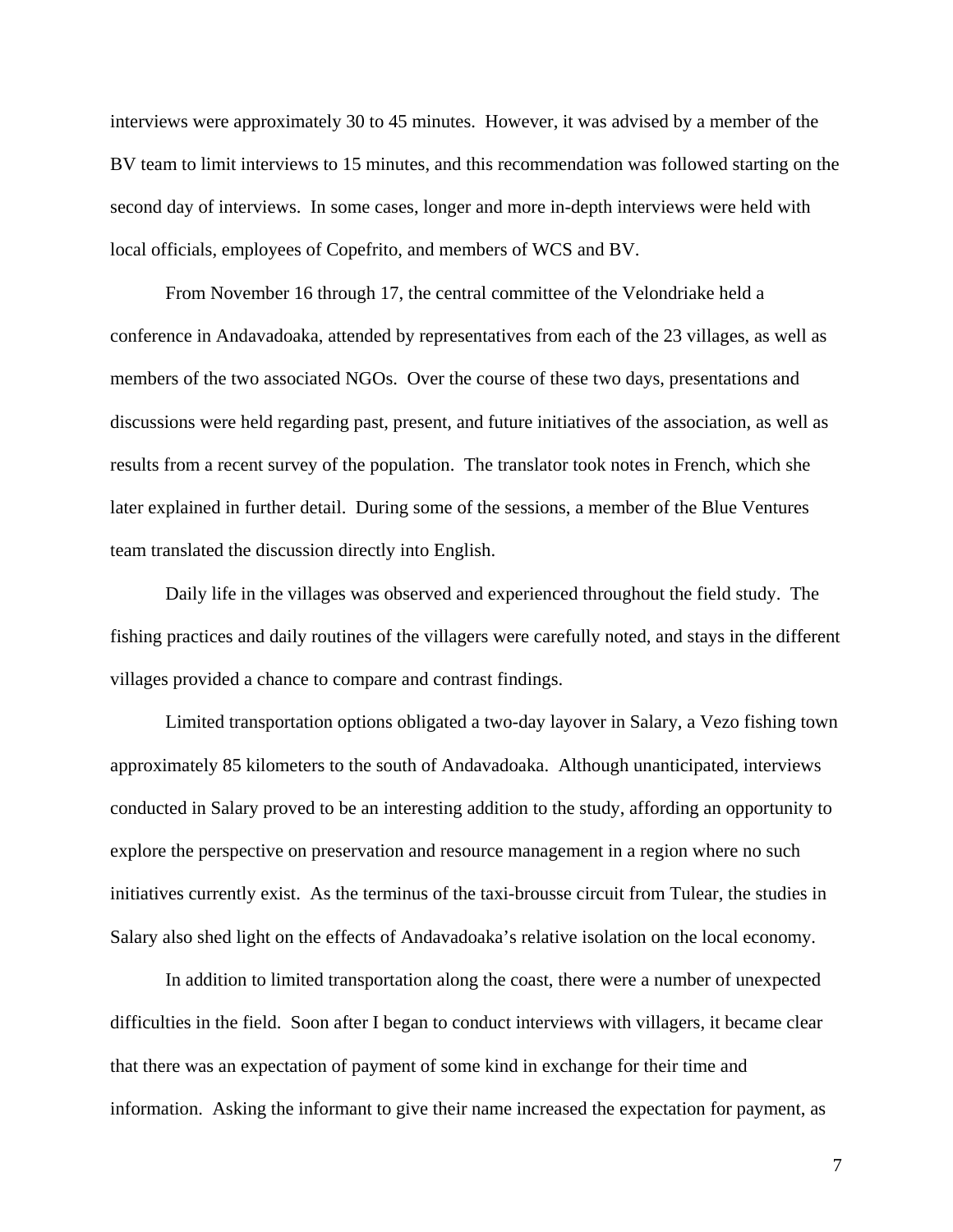interviews were approximately 30 to 45 minutes. However, it was advised by a member of the BV team to limit interviews to 15 minutes, and this recommendation was followed starting on the second day of interviews. In some cases, longer and more in-depth interviews were held with local officials, employees of Copefrito, and members of WCS and BV.

From November 16 through 17, the central committee of the Velondriake held a conference in Andavadoaka, attended by representatives from each of the 23 villages, as well as members of the two associated NGOs. Over the course of these two days, presentations and discussions were held regarding past, present, and future initiatives of the association, as well as results from a recent survey of the population. The translator took notes in French, which she later explained in further detail. During some of the sessions, a member of the Blue Ventures team translated the discussion directly into English.

Daily life in the villages was observed and experienced throughout the field study. The fishing practices and daily routines of the villagers were carefully noted, and stays in the different villages provided a chance to compare and contrast findings.

Limited transportation options obligated a two-day layover in Salary, a Vezo fishing town approximately 85 kilometers to the south of Andavadoaka. Although unanticipated, interviews conducted in Salary proved to be an interesting addition to the study, affording an opportunity to explore the perspective on preservation and resource management in a region where no such initiatives currently exist. As the terminus of the taxi-brousse circuit from Tulear, the studies in Salary also shed light on the effects of Andavadoaka's relative isolation on the local economy.

In addition to limited transportation along the coast, there were a number of unexpected difficulties in the field. Soon after I began to conduct interviews with villagers, it became clear that there was an expectation of payment of some kind in exchange for their time and information. Asking the informant to give their name increased the expectation for payment, as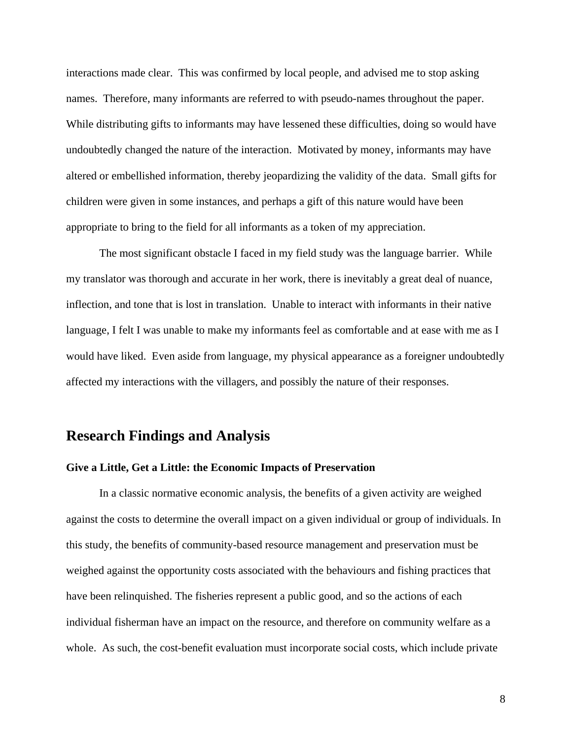interactions made clear. This was confirmed by local people, and advised me to stop asking names. Therefore, many informants are referred to with pseudo-names throughout the paper. While distributing gifts to informants may have lessened these difficulties, doing so would have undoubtedly changed the nature of the interaction. Motivated by money, informants may have altered or embellished information, thereby jeopardizing the validity of the data. Small gifts for children were given in some instances, and perhaps a gift of this nature would have been appropriate to bring to the field for all informants as a token of my appreciation.

The most significant obstacle I faced in my field study was the language barrier. While my translator was thorough and accurate in her work, there is inevitably a great deal of nuance, inflection, and tone that is lost in translation. Unable to interact with informants in their native language, I felt I was unable to make my informants feel as comfortable and at ease with me as I would have liked. Even aside from language, my physical appearance as a foreigner undoubtedly affected my interactions with the villagers, and possibly the nature of their responses.

## Research Findings and Analysis

### Give a Little, Get a Little: the Economic Impacts of Preservation

In a classic normative economic analysis, the benefits of a given activity are weighed against the costs to determine the overall impact on a given individual or group of individuals. In this study, the benefits of community-based resource management and preservation must be weighed against the opportunity costs associated with the behaviours and fishing practices that have been relinquished. The fisheries represent a public good, and so the actions of each individual fisherman have an impact on the resource, and therefore on community welfare as a whole. As such, the cost-benefit evaluation must incorporate social costs, which include private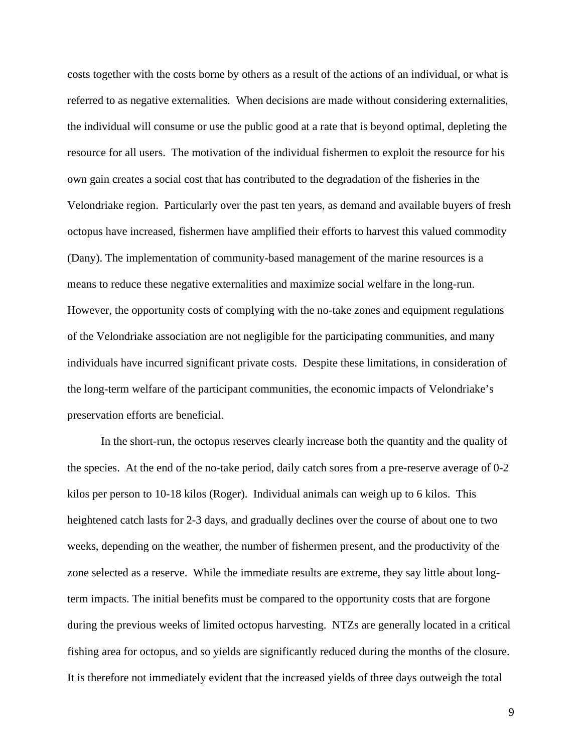costs together with the costs borne by others as a result of the actions of an individual, or what is referred to as negative externalities. When decisions are made without considering externalities, the individual will consume or use the public good at a rate that is beyond optimal, depleting the resource for all users. The motivation of the individual fishermen to exploit the resource for his own gain creates a social cost that has contributed to the degradation of the fisheries in the Velondriake region. Particularly over the past ten years, as demand and available buyers of fresh octopus have increased, fishermen have amplified their efforts to harvest this valued commodity (Dany). The implementation of community-based management of the marine resources is a means to reduce these negative externalities and maximize social welfare in the long-run. However, the opportunity costs of complying with the no-take zones and equipment regulations of the Velondriake association are not negligible for the participating communities, and many individuals have incurred significant private costs. Despite these limitations, in consideration of the long-term welfare of the participant communities, the economic impacts of Velondriake's preservation efforts are beneficial.

In the short-run, the octopus reserves clearly increase both the quantity and the quality of the species. At the end of the no-take period, daily catch sores from a pre-reserve average of 0-2 kilos per person to 10-18 kilos (Roger). Individual animals can weigh up to 6 kilos. This heightened catch lasts for 2-3 days, and gradually declines over the course of about one to two weeks, depending on the weather, the number of fishermen present, and the productivity of the zone selected as a reserve. While the immediate results are extreme, they say little about long-term impacts. The initial benefits must be compared to the opportunity costs that are forgone during the previous weeks of limited octopus harvesting. NTZs are generally located in a critical fishing area for octopus, and so yields are significantly reduced during the months of the closure. It is therefore not immediately evident that the increased yields of three days outweigh the total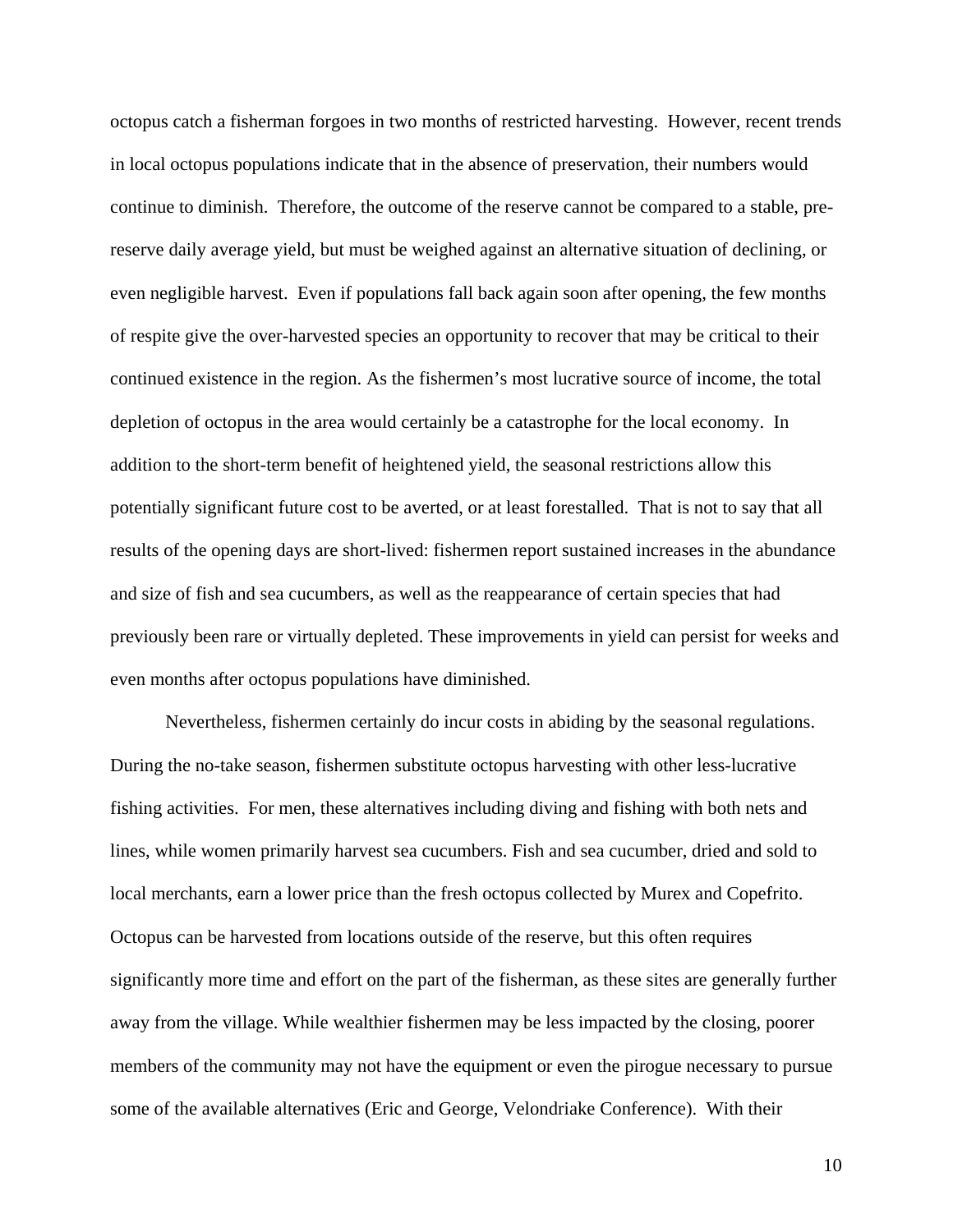octopus catch a fisherman forgoes in two months of restricted harvesting. However, recent trends in local octopus populations indicate that in the absence of preservation, their numbers would continue to diminish. Therefore, the outcome of the reserve cannot be compared to a stable, pre-reserve daily average yield, but must be weighed against an alternative situation of declining, or even negligible harvest. Even if populations fall back again soon after opening, the few months of respite give the over-harvested species an opportunity to recover that may be critical to their continued existence in the region. As the fishermen's most lucrative source of income, the total depletion of octopus in the area would certainly be a catastrophe for the local economy. In addition to the short-term benefit of heightened yield, the seasonal restrictions allow this potentially significant future cost to be averted, or at least forestalled. That is not to say that all results of the opening days are short-lived: fishermen report sustained increases in the abundance and size of fish and sea cucumbers, as well as the reappearance of certain species that had previously been rare or virtually depleted. These improvements in yield can persist for weeks and even months after octopus populations have diminished.

Nevertheless, fishermen certainly do incur costs in abiding by the seasonal regulations. During the no-take season, fishermen substitute octopus harvesting with other less-lucrative fishing activities. For men, these alternatives including diving and fishing with both nets and lines, while women primarily harvest sea cucumbers. Fish and sea cucumber, dried and sold to local merchants, earn a lower price than the fresh octopus collected by Murex and Copefrito. Octopus can be harvested from locations outside of the reserve, but this often requires significantly more time and effort on the part of the fisherman, as these sites are generally further away from the village. While wealthier fishermen may be less impacted by the closing, poorer members of the community may not have the equipment or even the pirogue necessary to pursue some of the available alternatives (Eric and George, Velondriake Conference). With their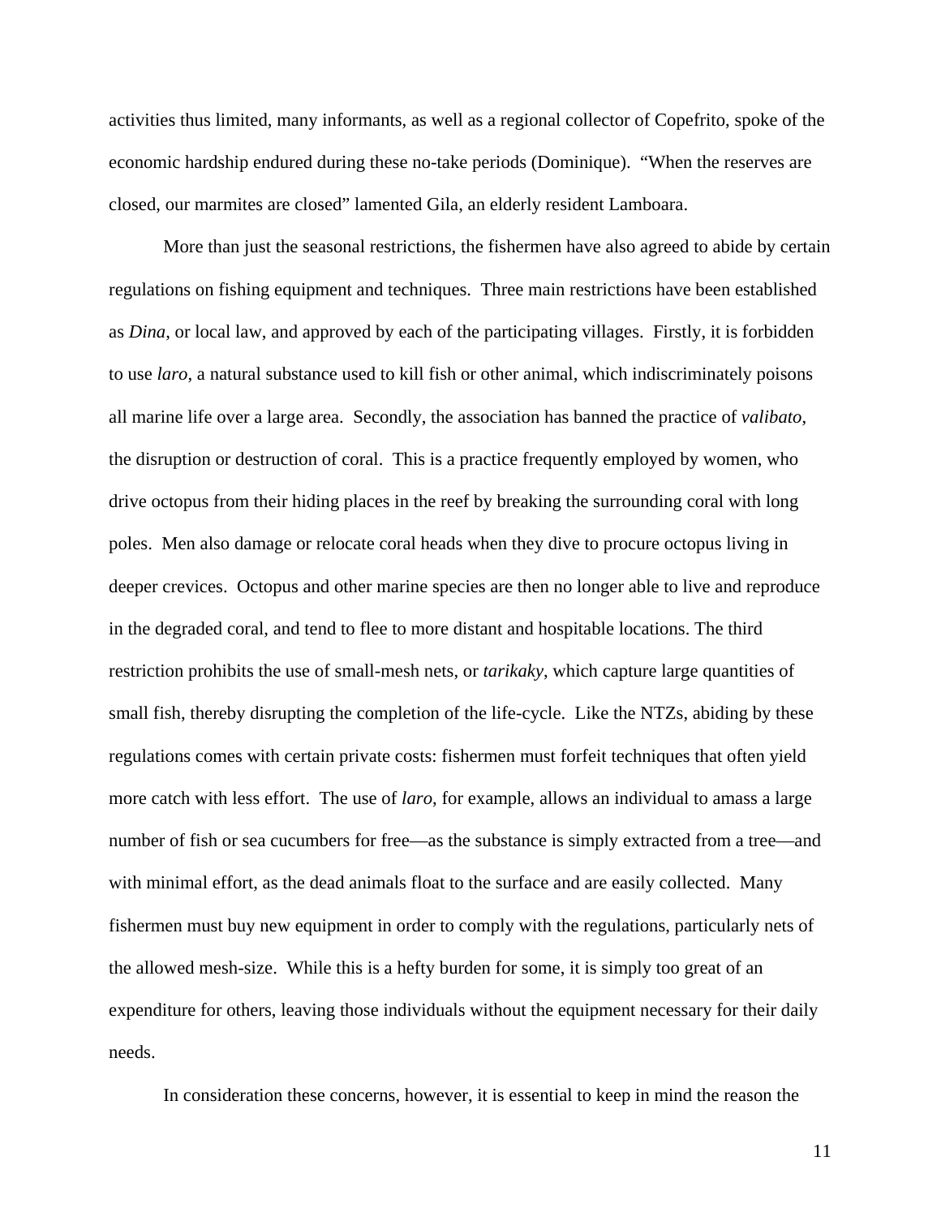activities thus limited, many informants, as well as a regional collector of Copefrito, spoke of the economic hardship endured during these no-take periods (Dominique). "When the reserves are closed, our marmites are closed" lamented Gila, an elderly resident Lamboara.

More than just the seasonal restrictions, the fishermen have also agreed to abide by certain regulations on fishing equipment and techniques. Three main restrictions have been established as *Dina*, or local law, and approved by each of the participating villages. Firstly, it is forbidden to use *laro*, a natural substance used to kill fish or other animal, which indiscriminately poisons all marine life over a large area. Secondly, the association has banned the practice of *valibato*, the disruption or destruction of coral. This is a practice frequently employed by women, who drive octopus from their hiding places in the reef by breaking the surrounding coral with long poles. Men also damage or relocate coral heads when they dive to procure octopus living in deeper crevices. Octopus and other marine species are then no longer able to live and reproduce in the degraded coral, and tend to flee to more distant and hospitable locations. The third restriction prohibits the use of small-mesh nets, or *tarikaky*, which capture large quantities of small fish, thereby disrupting the completion of the life-cycle. Like the NTZs, abiding by these regulations comes with certain private costs: fishermen must forfeit techniques that often yield more catch with less effort. The use of *laro*, for example, allows an individual to amass a large number of fish or sea cucumbers for free—as the substance is simply extracted from a tree—and with minimal effort, as the dead animals float to the surface and are easily collected. Many fishermen must buy new equipment in order to comply with the regulations, particularly nets of the allowed mesh-size. While this is a hefty burden for some, it is simply too great of an expenditure for others, leaving those individuals without the equipment necessary for their daily needs.

In consideration these concerns, however, it is essential to keep in mind the reason the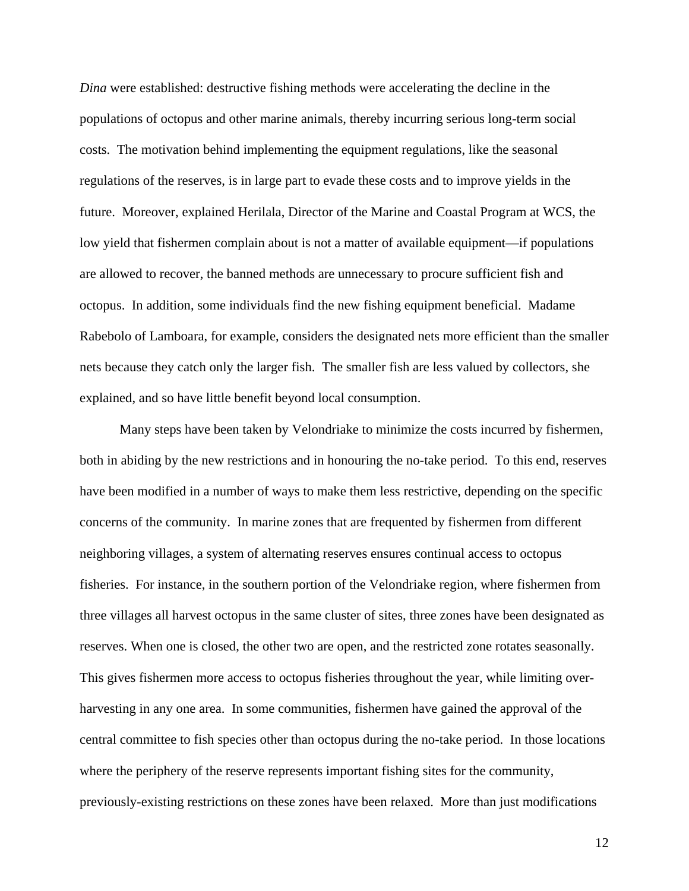*Dina* were established: destructive fishing methods were accelerating the decline in the populations of octopus and other marine animals, thereby incurring serious long-term social costs. The motivation behind implementing the equipment regulations, like the seasonal regulations of the reserves, is in large part to evade these costs and to improve yields in the future. Moreover, explained Herilala, Director of the Marine and Coastal Program at WCS, the low yield that fishermen complain about is not a matter of available equipment—if populations are allowed to recover, the banned methods are unnecessary to procure sufficient fish and octopus. In addition, some individuals find the new fishing equipment beneficial. Madame Rabebolo of Lamboara, for example, considers the designated nets more efficient than the smaller nets because they catch only the larger fish. The smaller fish are less valued by collectors, she explained, and so have little benefit beyond local consumption.

Many steps have been taken by Velondriake to minimize the costs incurred by fishermen, both in abiding by the new restrictions and in honouring the no-take period. To this end, reserves have been modified in a number of ways to make them less restrictive, depending on the specific concerns of the community. In marine zones that are frequented by fishermen from different neighboring villages, a system of alternating reserves ensures continual access to octopus fisheries. For instance, in the southern portion of the Velondriake region, where fishermen from three villages all harvest octopus in the same cluster of sites, three zones have been designated as reserves. When one is closed, the other two are open, and the restricted zone rotates seasonally. This gives fishermen more access to octopus fisheries throughout the year, while limiting over-harvesting in any one area. In some communities, fishermen have gained the approval of the central committee to fish species other than octopus during the no-take period. In those locations where the periphery of the reserve represents important fishing sites for the community, previously-existing restrictions on these zones have been relaxed. More than just modifications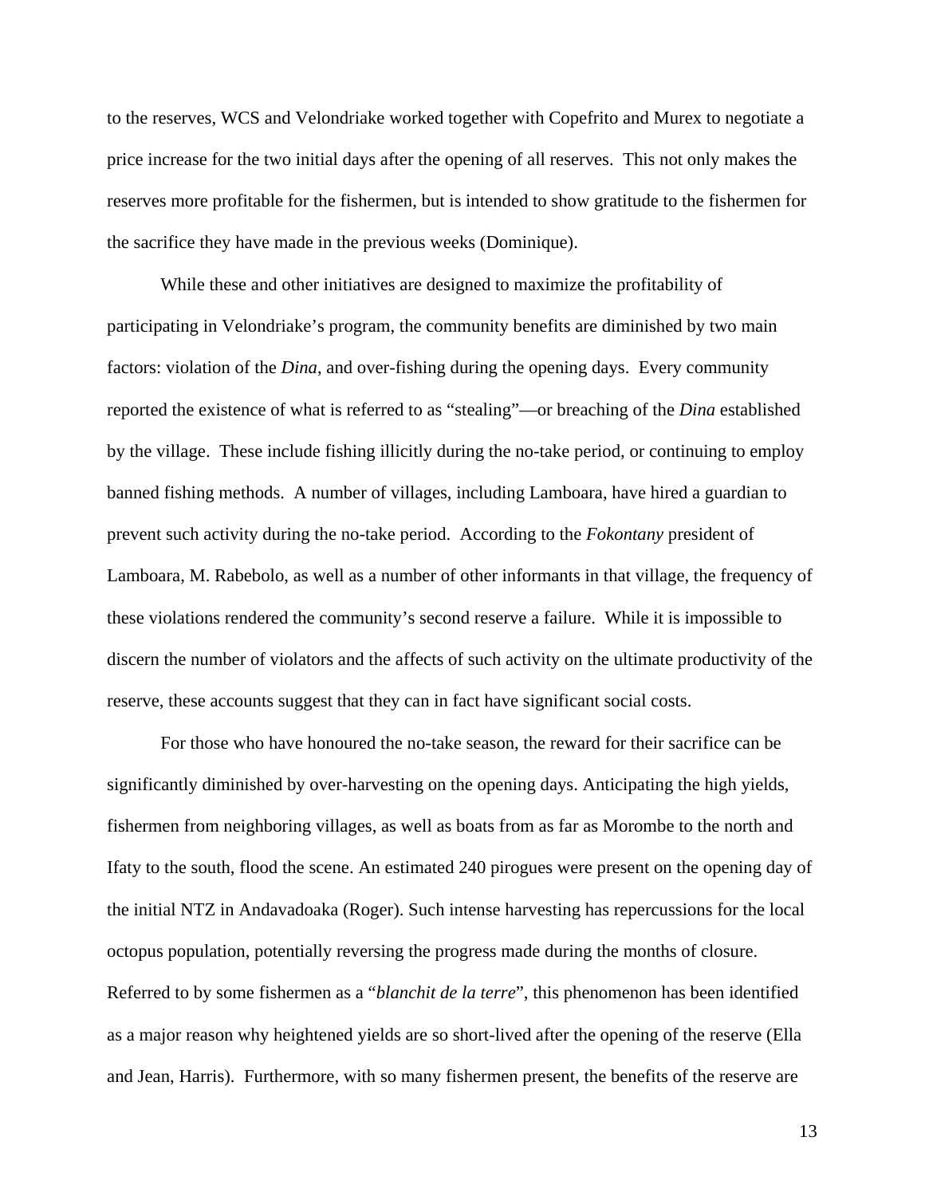to the reserves, WCS and Velondriake worked together with Copefrito and Murex to negotiate a price increase for the two initial days after the opening of all reserves. This not only makes the reserves more profitable for the fishermen, but is intended to show gratitude to the fishermen for the sacrifice they have made in the previous weeks (Dominique).

While these and other initiatives are designed to maximize the profitability of participating in Velondriake's program, the community benefits are diminished by two main factors: violation of the *Dina*, and over-fishing during the opening days. Every community reported the existence of what is referred to as "stealing"—or breaching of the *Dina* established by the village. These include fishing illicitly during the no-take period, or continuing to employ banned fishing methods. A number of villages, including Lamboara, have hired a guardian to prevent such activity during the no-take period. According to the *Fokontany* president of Lamboara, M. Rabebolo, as well as a number of other informants in that village, the frequency of these violations rendered the community's second reserve a failure. While it is impossible to discern the number of violators and the affects of such activity on the ultimate productivity of the reserve, these accounts suggest that they can in fact have significant social costs.

For those who have honoured the no-take season, the reward for their sacrifice can be significantly diminished by over-harvesting on the opening days. Anticipating the high yields, fishermen from neighboring villages, as well as boats from as far as Morombe to the north and Ifaty to the south, flood the scene. An estimated 240 pirogues were present on the opening day of the initial NTZ in Andavadoaka (Roger). Such intense harvesting has repercussions for the local octopus population, potentially reversing the progress made during the months of closure. Referred to by some fishermen as a "*blanchit de la terre*", this phenomenon has been identified as a major reason why heightened yields are so short-lived after the opening of the reserve (Ella and Jean, Harris). Furthermore, with so many fishermen present, the benefits of the reserve are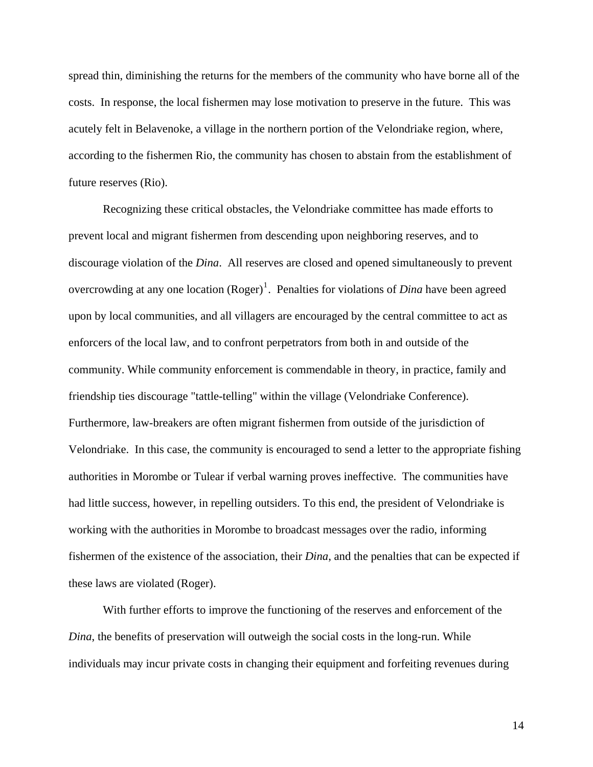spread thin, diminishing the returns for the members of the community who have borne all of the costs. In response, the local fishermen may lose motivation to preserve in the future. This was acutely felt in Belavenoke, a village in the northern portion of the Velondriake region, where, according to the fishermen Rio, the community has chosen to abstain from the establishment of future reserves (Rio).

Recognizing these critical obstacles, the Velondriake committee has made efforts to prevent local and migrant fishermen from descending upon neighboring reserves, and to discourage violation of the *Dina*. All reserves are closed and opened simultaneously to prevent overcrowding at any one location (Roger)[1]. Penalties for violations of *Dina* have been agreed upon by local communities, and all villagers are encouraged by the central committee to act as enforcers of the local law, and to confront perpetrators from both in and outside of the community. While community enforcement is commendable in theory, in practice, family and friendship ties discourage "tattle-telling" within the village (Velondriake Conference). Furthermore, law-breakers are often migrant fishermen from outside of the jurisdiction of Velondriake. In this case, the community is encouraged to send a letter to the appropriate fishing authorities in Morombe or Tulear if verbal warning proves ineffective. The communities have had little success, however, in repelling outsiders. To this end, the president of Velondriake is working with the authorities in Morombe to broadcast messages over the radio, informing fishermen of the existence of the association, their *Dina*, and the penalties that can be expected if these laws are violated (Roger).

With further efforts to improve the functioning of the reserves and enforcement of the *Dina*, the benefits of preservation will outweigh the social costs in the long-run. While individuals may incur private costs in changing their equipment and forfeiting revenues during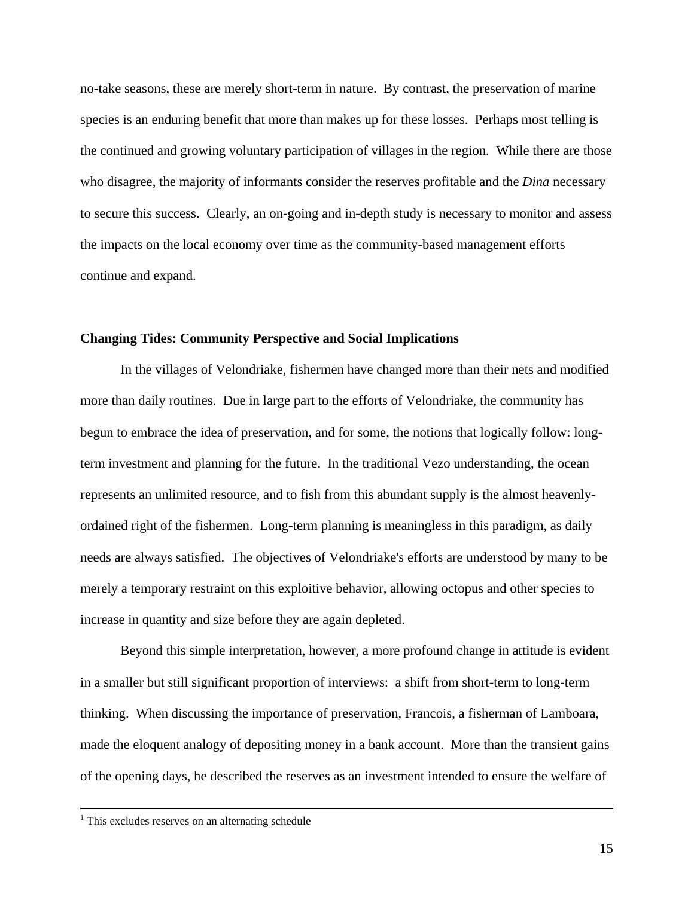no-take seasons, these are merely short-term in nature. By contrast, the preservation of marine species is an enduring benefit that more than makes up for these losses. Perhaps most telling is the continued and growing voluntary participation of villages in the region. While there are those who disagree, the majority of informants consider the reserves profitable and the *Dina* necessary to secure this success. Clearly, an on-going and in-depth study is necessary to monitor and assess the impacts on the local economy over time as the community-based management efforts continue and expand.

**Changing Tides: Community Perspective and Social Implications**

In the villages of Velondriake, fishermen have changed more than their nets and modified more than daily routines. Due in large part to the efforts of Velondriake, the community has begun to embrace the idea of preservation, and for some, the notions that logically follow: long-term investment and planning for the future. In the traditional Vezo understanding, the ocean represents an unlimited resource, and to fish from this abundant supply is the almost heavenly-ordained right of the fishermen. Long-term planning is meaningless in this paradigm, as daily needs are always satisfied. The objectives of Velondriake's efforts are understood by many to be merely a temporary restraint on this exploitive behavior, allowing octopus and other species to increase in quantity and size before they are again depleted.

Beyond this simple interpretation, however, a more profound change in attitude is evident in a smaller but still significant proportion of interviews: a shift from short-term to long-term thinking. When discussing the importance of preservation, Francois, a fisherman of Lamboara, made the eloquent analogy of depositing money in a bank account. More than the transient gains of the opening days, he described the reserves as an investment intended to ensure the welfare of

[1] This excludes reserves on an alternating schedule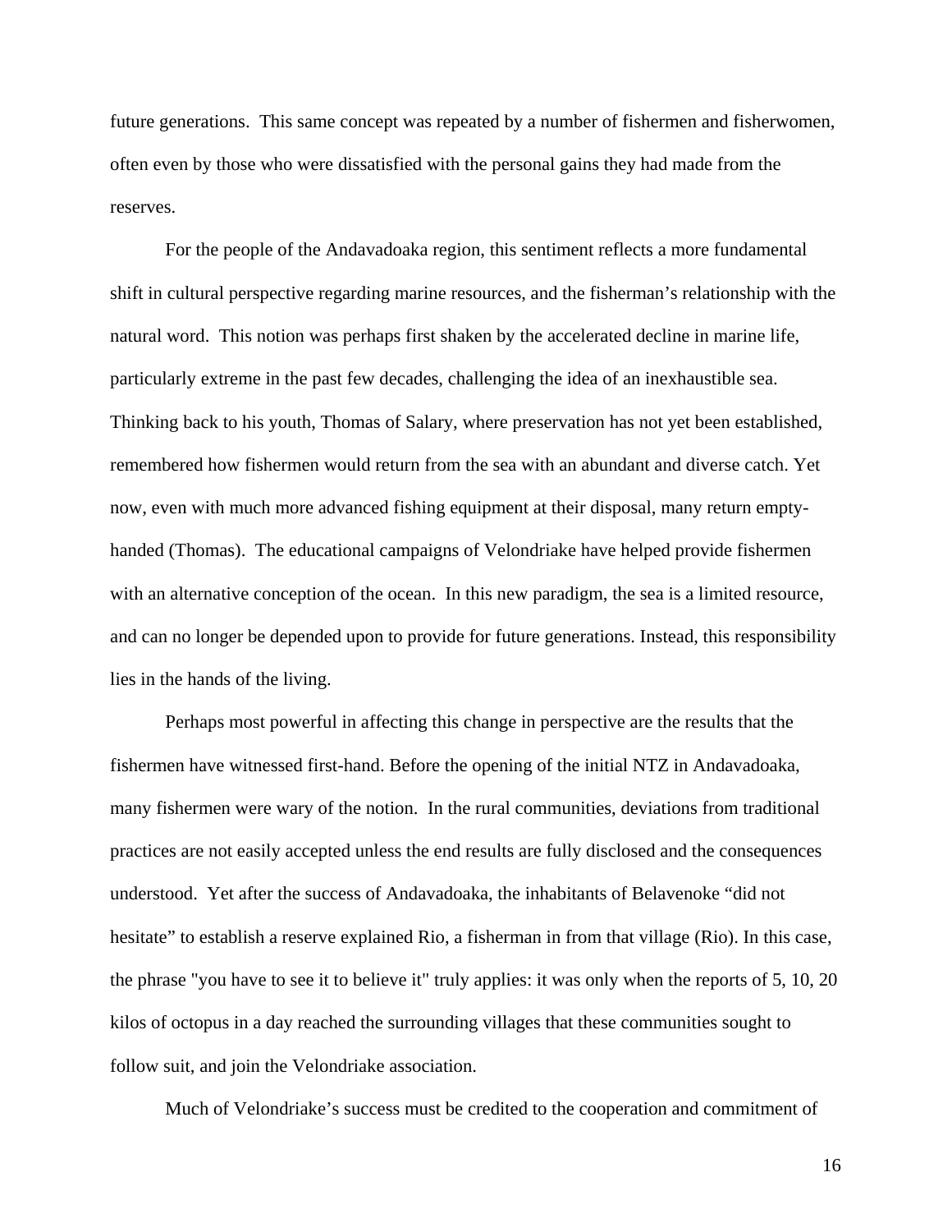future generations. This same concept was repeated by a number of fishermen and fisherwomen, often even by those who were dissatisfied with the personal gains they had made from the reserves.

For the people of the Andavadoaka region, this sentiment reflects a more fundamental shift in cultural perspective regarding marine resources, and the fisherman's relationship with the natural word. This notion was perhaps first shaken by the accelerated decline in marine life, particularly extreme in the past few decades, challenging the idea of an inexhaustible sea. Thinking back to his youth, Thomas of Salary, where preservation has not yet been established, remembered how fishermen would return from the sea with an abundant and diverse catch. Yet now, even with much more advanced fishing equipment at their disposal, many return empty-handed (Thomas). The educational campaigns of Velondriake have helped provide fishermen with an alternative conception of the ocean. In this new paradigm, the sea is a limited resource, and can no longer be depended upon to provide for future generations. Instead, this responsibility lies in the hands of the living.

Perhaps most powerful in affecting this change in perspective are the results that the fishermen have witnessed first-hand. Before the opening of the initial NTZ in Andavadoaka, many fishermen were wary of the notion. In the rural communities, deviations from traditional practices are not easily accepted unless the end results are fully disclosed and the consequences understood. Yet after the success of Andavadoaka, the inhabitants of Belavenoke "did not hesitate" to establish a reserve explained Rio, a fisherman in from that village (Rio). In this case, the phrase "you have to see it to believe it" truly applies: it was only when the reports of 5, 10, 20 kilos of octopus in a day reached the surrounding villages that these communities sought to follow suit, and join the Velondriake association.

Much of Velondriake's success must be credited to the cooperation and commitment of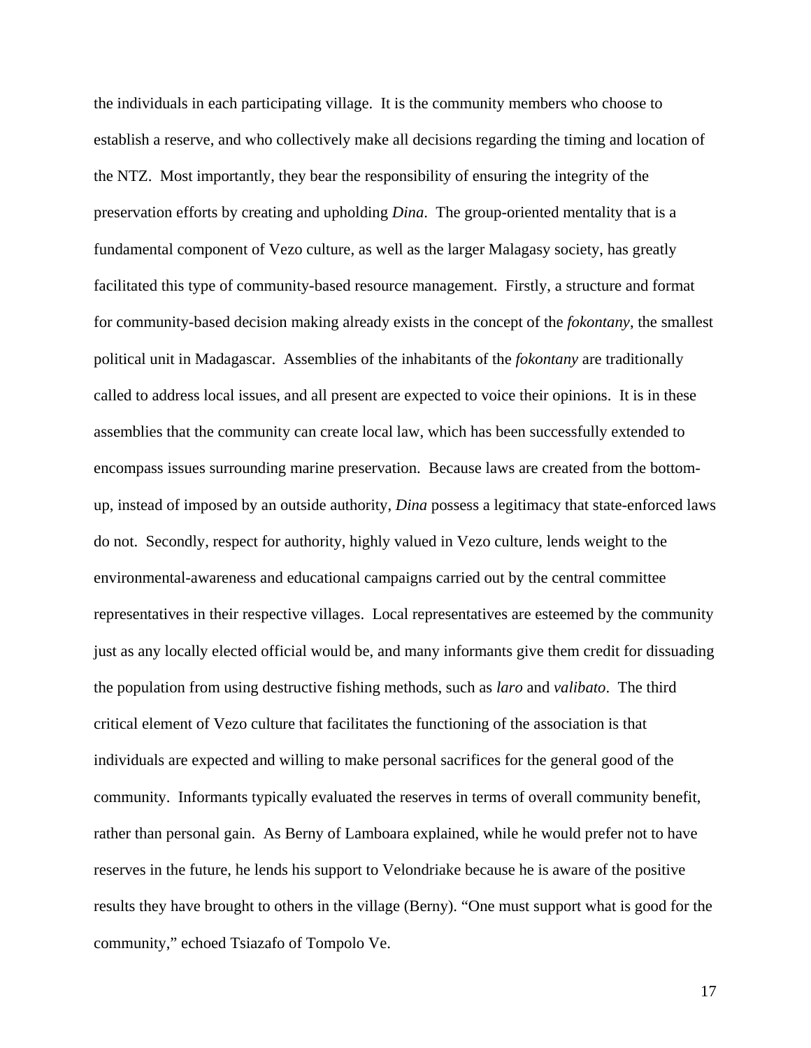the individuals in each participating village. It is the community members who choose to establish a reserve, and who collectively make all decisions regarding the timing and location of the NTZ. Most importantly, they bear the responsibility of ensuring the integrity of the preservation efforts by creating and upholding *Dina*. The group-oriented mentality that is a fundamental component of Vezo culture, as well as the larger Malagasy society, has greatly facilitated this type of community-based resource management. Firstly, a structure and format for community-based decision making already exists in the concept of the *fokontany*, the smallest political unit in Madagascar. Assemblies of the inhabitants of the *fokontany* are traditionally called to address local issues, and all present are expected to voice their opinions. It is in these assemblies that the community can create local law, which has been successfully extended to encompass issues surrounding marine preservation. Because laws are created from the bottom-up, instead of imposed by an outside authority, *Dina* possess a legitimacy that state-enforced laws do not. Secondly, respect for authority, highly valued in Vezo culture, lends weight to the environmental-awareness and educational campaigns carried out by the central committee representatives in their respective villages. Local representatives are esteemed by the community just as any locally elected official would be, and many informants give them credit for dissuading the population from using destructive fishing methods, such as *laro* and *valibato*. The third critical element of Vezo culture that facilitates the functioning of the association is that individuals are expected and willing to make personal sacrifices for the general good of the community. Informants typically evaluated the reserves in terms of overall community benefit, rather than personal gain. As Berny of Lamboara explained, while he would prefer not to have reserves in the future, he lends his support to Velondriake because he is aware of the positive results they have brought to others in the village (Berny). "One must support what is good for the community," echoed Tsiazafo of Tompolo Ve.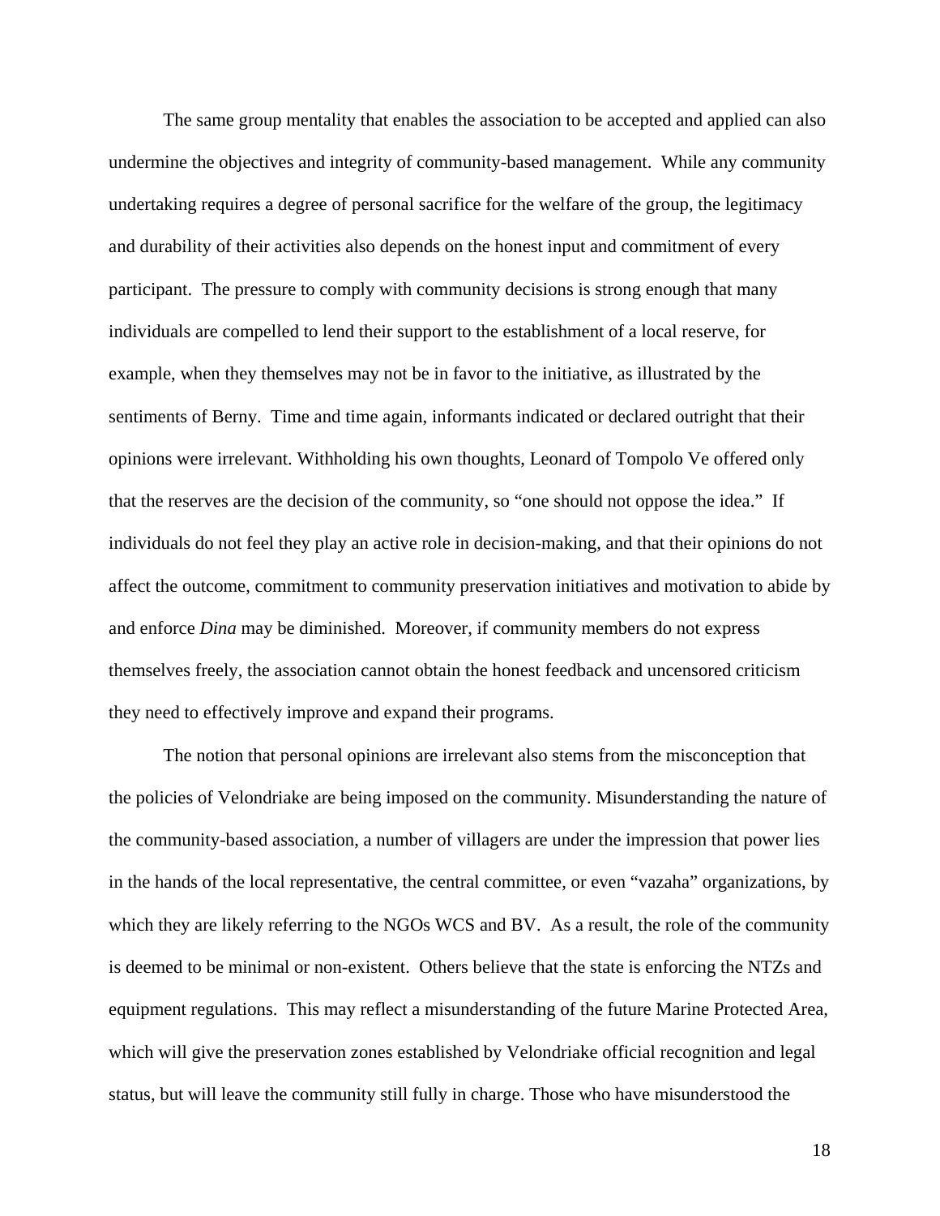The same group mentality that enables the association to be accepted and applied can also undermine the objectives and integrity of community-based management. While any community undertaking requires a degree of personal sacrifice for the welfare of the group, the legitimacy and durability of their activities also depends on the honest input and commitment of every participant. The pressure to comply with community decisions is strong enough that many individuals are compelled to lend their support to the establishment of a local reserve, for example, when they themselves may not be in favor to the initiative, as illustrated by the sentiments of Berny. Time and time again, informants indicated or declared outright that their opinions were irrelevant. Withholding his own thoughts, Leonard of Tompolo Ve offered only that the reserves are the decision of the community, so "one should not oppose the idea." If individuals do not feel they play an active role in decision-making, and that their opinions do not affect the outcome, commitment to community preservation initiatives and motivation to abide by and enforce *Dina* may be diminished. Moreover, if community members do not express themselves freely, the association cannot obtain the honest feedback and uncensored criticism they need to effectively improve and expand their programs.

The notion that personal opinions are irrelevant also stems from the misconception that the policies of Velondriake are being imposed on the community. Misunderstanding the nature of the community-based association, a number of villagers are under the impression that power lies in the hands of the local representative, the central committee, or even "vazaha" organizations, by which they are likely referring to the NGOs WCS and BV. As a result, the role of the community is deemed to be minimal or non-existent. Others believe that the state is enforcing the NTZs and equipment regulations. This may reflect a misunderstanding of the future Marine Protected Area, which will give the preservation zones established by Velondriake official recognition and legal status, but will leave the community still fully in charge. Those who have misunderstood the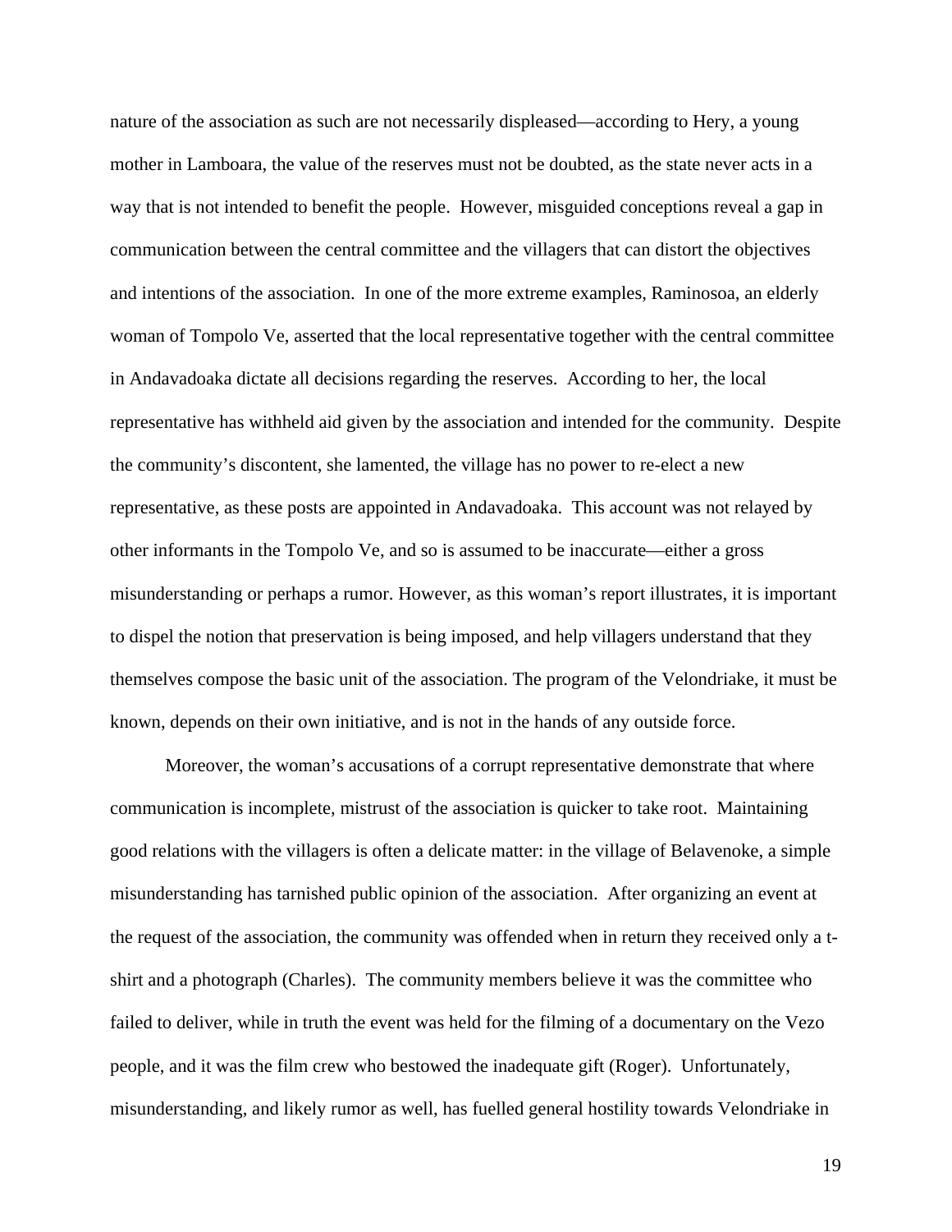nature of the association as such are not necessarily displeased—according to Hery, a young mother in Lamboara, the value of the reserves must not be doubted, as the state never acts in a way that is not intended to benefit the people. However, misguided conceptions reveal a gap in communication between the central committee and the villagers that can distort the objectives and intentions of the association. In one of the more extreme examples, Raminosoa, an elderly woman of Tompolo Ve, asserted that the local representative together with the central committee in Andavadoaka dictate all decisions regarding the reserves. According to her, the local representative has withheld aid given by the association and intended for the community. Despite the community's discontent, she lamented, the village has no power to re-elect a new representative, as these posts are appointed in Andavadoaka. This account was not relayed by other informants in the Tompolo Ve, and so is assumed to be inaccurate—either a gross misunderstanding or perhaps a rumor. However, as this woman's report illustrates, it is important to dispel the notion that preservation is being imposed, and help villagers understand that they themselves compose the basic unit of the association. The program of the Velondriake, it must be known, depends on their own initiative, and is not in the hands of any outside force.

Moreover, the woman's accusations of a corrupt representative demonstrate that where communication is incomplete, mistrust of the association is quicker to take root. Maintaining good relations with the villagers is often a delicate matter: in the village of Belavenoke, a simple misunderstanding has tarnished public opinion of the association. After organizing an event at the request of the association, the community was offended when in return they received only a t-shirt and a photograph (Charles). The community members believe it was the committee who failed to deliver, while in truth the event was held for the filming of a documentary on the Vezo people, and it was the film crew who bestowed the inadequate gift (Roger). Unfortunately, misunderstanding, and likely rumor as well, has fuelled general hostility towards Velondriake in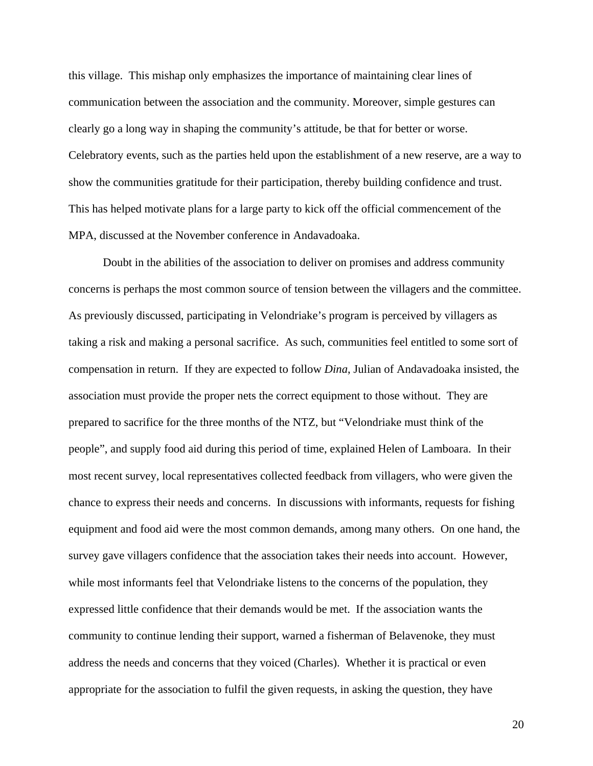this village.  This mishap only emphasizes the importance of maintaining clear lines of communication between the association and the community. Moreover, simple gestures can clearly go a long way in shaping the community's attitude, be that for better or worse. Celebratory events, such as the parties held upon the establishment of a new reserve, are a way to show the communities gratitude for their participation, thereby building confidence and trust. This has helped motivate plans for a large party to kick off the official commencement of the MPA, discussed at the November conference in Andavadoaka.

Doubt in the abilities of the association to deliver on promises and address community concerns is perhaps the most common source of tension between the villagers and the committee. As previously discussed, participating in Velondriake's program is perceived by villagers as taking a risk and making a personal sacrifice.  As such, communities feel entitled to some sort of compensation in return.  If they are expected to follow *Dina*, Julian of Andavadoaka insisted, the association must provide the proper nets the correct equipment to those without.  They are prepared to sacrifice for the three months of the NTZ, but "Velondriake must think of the people", and supply food aid during this period of time, explained Helen of Lamboara.  In their most recent survey, local representatives collected feedback from villagers, who were given the chance to express their needs and concerns.  In discussions with informants, requests for fishing equipment and food aid were the most common demands, among many others.  On one hand, the survey gave villagers confidence that the association takes their needs into account.  However, while most informants feel that Velondriake listens to the concerns of the population, they expressed little confidence that their demands would be met.  If the association wants the community to continue lending their support, warned a fisherman of Belavenoke, they must address the needs and concerns that they voiced (Charles).  Whether it is practical or even appropriate for the association to fulfil the given requests, in asking the question, they have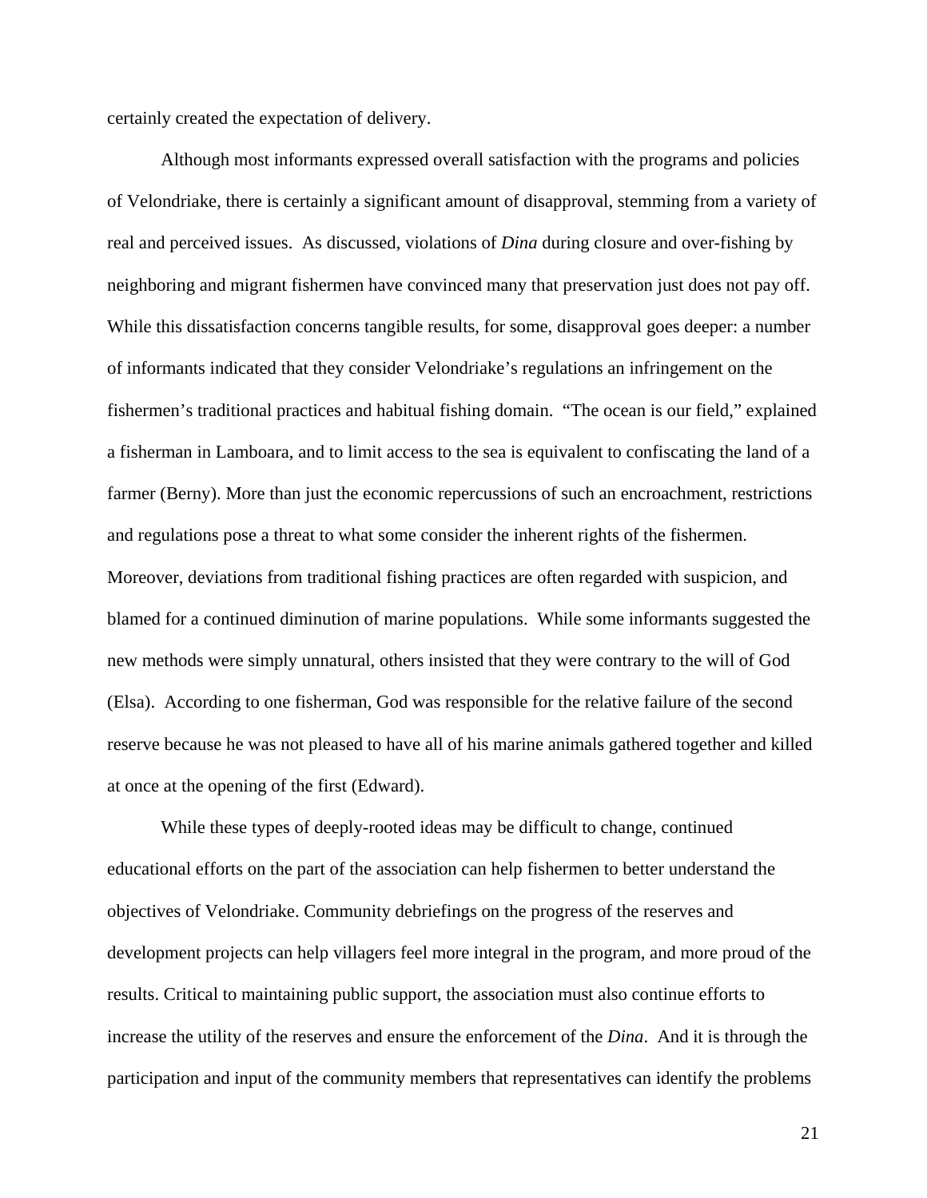certainly created the expectation of delivery.

Although most informants expressed overall satisfaction with the programs and policies of Velondriake, there is certainly a significant amount of disapproval, stemming from a variety of real and perceived issues. As discussed, violations of *Dina* during closure and over-fishing by neighboring and migrant fishermen have convinced many that preservation just does not pay off. While this dissatisfaction concerns tangible results, for some, disapproval goes deeper: a number of informants indicated that they consider Velondriake's regulations an infringement on the fishermen's traditional practices and habitual fishing domain. "The ocean is our field," explained a fisherman in Lamboara, and to limit access to the sea is equivalent to confiscating the land of a farmer (Berny). More than just the economic repercussions of such an encroachment, restrictions and regulations pose a threat to what some consider the inherent rights of the fishermen. Moreover, deviations from traditional fishing practices are often regarded with suspicion, and blamed for a continued diminution of marine populations. While some informants suggested the new methods were simply unnatural, others insisted that they were contrary to the will of God (Elsa). According to one fisherman, God was responsible for the relative failure of the second reserve because he was not pleased to have all of his marine animals gathered together and killed at once at the opening of the first (Edward).

While these types of deeply-rooted ideas may be difficult to change, continued educational efforts on the part of the association can help fishermen to better understand the objectives of Velondriake. Community debriefings on the progress of the reserves and development projects can help villagers feel more integral in the program, and more proud of the results. Critical to maintaining public support, the association must also continue efforts to increase the utility of the reserves and ensure the enforcement of the *Dina*. And it is through the participation and input of the community members that representatives can identify the problems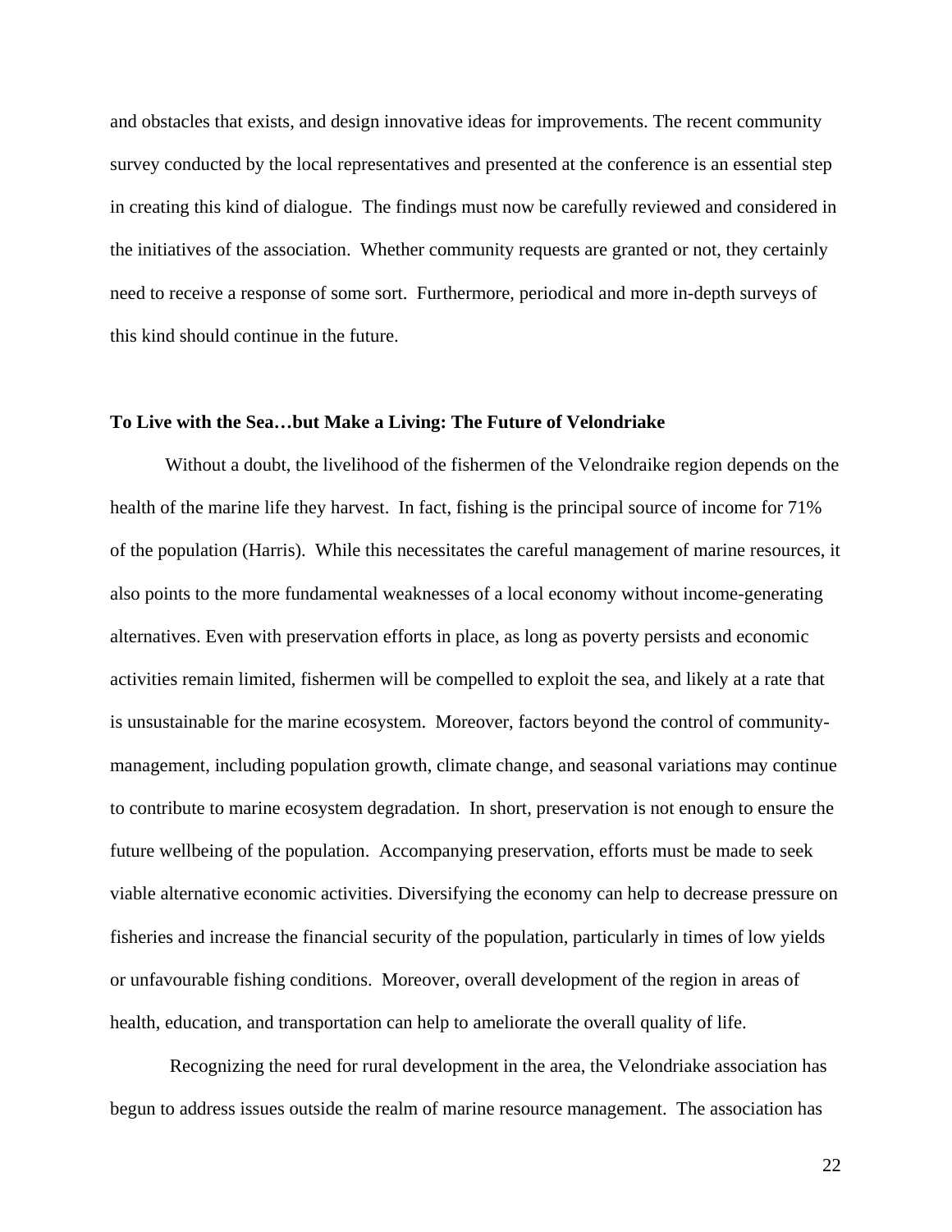and obstacles that exists, and design innovative ideas for improvements. The recent community survey conducted by the local representatives and presented at the conference is an essential step in creating this kind of dialogue. The findings must now be carefully reviewed and considered in the initiatives of the association. Whether community requests are granted or not, they certainly need to receive a response of some sort. Furthermore, periodical and more in-depth surveys of this kind should continue in the future.

**To Live with the Sea…but Make a Living: The Future of Velondriake**

Without a doubt, the livelihood of the fishermen of the Velondraike region depends on the health of the marine life they harvest. In fact, fishing is the principal source of income for 71% of the population (Harris). While this necessitates the careful management of marine resources, it also points to the more fundamental weaknesses of a local economy without income-generating alternatives. Even with preservation efforts in place, as long as poverty persists and economic activities remain limited, fishermen will be compelled to exploit the sea, and likely at a rate that is unsustainable for the marine ecosystem. Moreover, factors beyond the control of community-management, including population growth, climate change, and seasonal variations may continue to contribute to marine ecosystem degradation. In short, preservation is not enough to ensure the future wellbeing of the population. Accompanying preservation, efforts must be made to seek viable alternative economic activities. Diversifying the economy can help to decrease pressure on fisheries and increase the financial security of the population, particularly in times of low yields or unfavourable fishing conditions. Moreover, overall development of the region in areas of health, education, and transportation can help to ameliorate the overall quality of life.

Recognizing the need for rural development in the area, the Velondriake association has begun to address issues outside the realm of marine resource management. The association has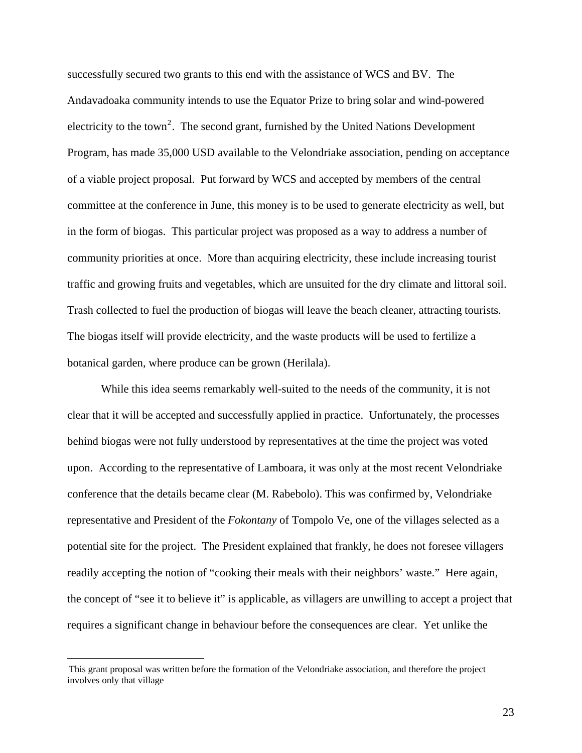successfully secured two grants to this end with the assistance of WCS and BV. The Andavadoaka community intends to use the Equator Prize to bring solar and wind-powered electricity to the town[2]. The second grant, furnished by the United Nations Development Program, has made 35,000 USD available to the Velondriake association, pending on acceptance of a viable project proposal. Put forward by WCS and accepted by members of the central committee at the conference in June, this money is to be used to generate electricity as well, but in the form of biogas. This particular project was proposed as a way to address a number of community priorities at once. More than acquiring electricity, these include increasing tourist traffic and growing fruits and vegetables, which are unsuited for the dry climate and littoral soil. Trash collected to fuel the production of biogas will leave the beach cleaner, attracting tourists. The biogas itself will provide electricity, and the waste products will be used to fertilize a botanical garden, where produce can be grown (Herilala).

While this idea seems remarkably well-suited to the needs of the community, it is not clear that it will be accepted and successfully applied in practice. Unfortunately, the processes behind biogas were not fully understood by representatives at the time the project was voted upon. According to the representative of Lamboara, it was only at the most recent Velondriake conference that the details became clear (M. Rabebolo). This was confirmed by, Velondriake representative and President of the *Fokontany* of Tompolo Ve, one of the villages selected as a potential site for the project. The President explained that frankly, he does not foresee villagers readily accepting the notion of "cooking their meals with their neighbors' waste." Here again, the concept of "see it to believe it" is applicable, as villagers are unwilling to accept a project that requires a significant change in behaviour before the consequences are clear. Yet unlike the

---

This grant proposal was written before the formation of the Velondriake association, and therefore the project involves only that village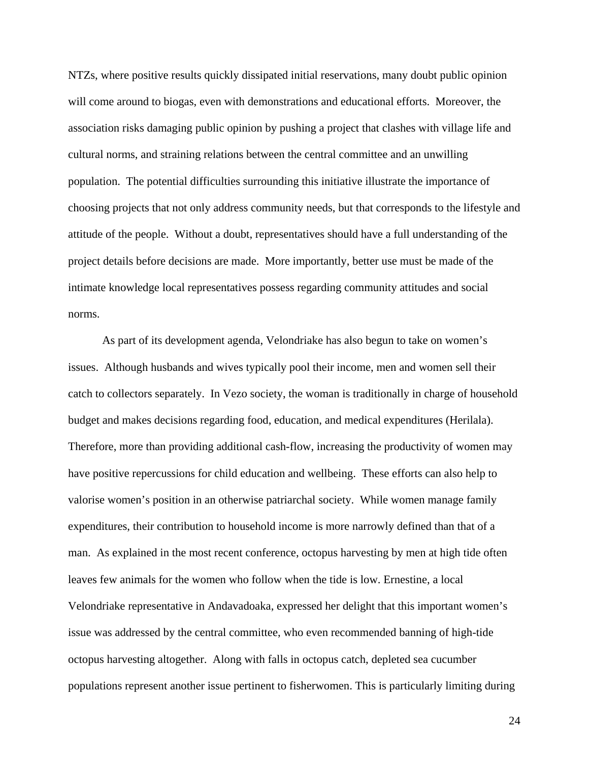NTZs, where positive results quickly dissipated initial reservations, many doubt public opinion will come around to biogas, even with demonstrations and educational efforts. Moreover, the association risks damaging public opinion by pushing a project that clashes with village life and cultural norms, and straining relations between the central committee and an unwilling population. The potential difficulties surrounding this initiative illustrate the importance of choosing projects that not only address community needs, but that corresponds to the lifestyle and attitude of the people. Without a doubt, representatives should have a full understanding of the project details before decisions are made. More importantly, better use must be made of the intimate knowledge local representatives possess regarding community attitudes and social norms.

As part of its development agenda, Velondriake has also begun to take on women's issues. Although husbands and wives typically pool their income, men and women sell their catch to collectors separately. In Vezo society, the woman is traditionally in charge of household budget and makes decisions regarding food, education, and medical expenditures (Herilala). Therefore, more than providing additional cash-flow, increasing the productivity of women may have positive repercussions for child education and wellbeing. These efforts can also help to valorise women's position in an otherwise patriarchal society. While women manage family expenditures, their contribution to household income is more narrowly defined than that of a man. As explained in the most recent conference, octopus harvesting by men at high tide often leaves few animals for the women who follow when the tide is low. Ernestine, a local Velondriake representative in Andavadoaka, expressed her delight that this important women's issue was addressed by the central committee, who even recommended banning of high-tide octopus harvesting altogether. Along with falls in octopus catch, depleted sea cucumber populations represent another issue pertinent to fisherwomen. This is particularly limiting during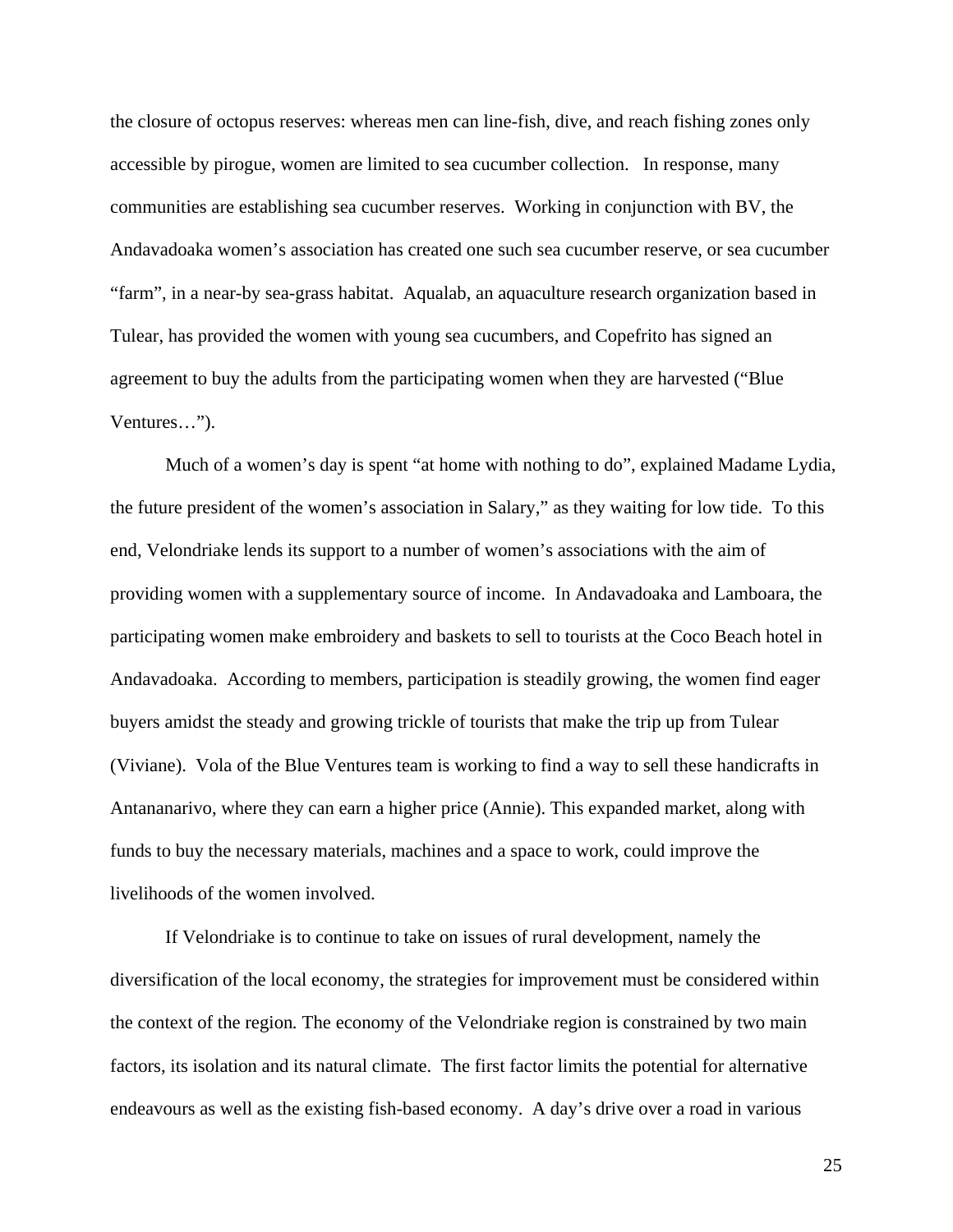the closure of octopus reserves: whereas men can line-fish, dive, and reach fishing zones only accessible by pirogue, women are limited to sea cucumber collection. In response, many communities are establishing sea cucumber reserves. Working in conjunction with BV, the Andavadoaka women's association has created one such sea cucumber reserve, or sea cucumber "farm", in a near-by sea-grass habitat. Aqualab, an aquaculture research organization based in Tulear, has provided the women with young sea cucumbers, and Copefrito has signed an agreement to buy the adults from the participating women when they are harvested ("Blue Ventures…").

Much of a women's day is spent "at home with nothing to do", explained Madame Lydia, the future president of the women's association in Salary," as they waiting for low tide. To this end, Velondriake lends its support to a number of women's associations with the aim of providing women with a supplementary source of income. In Andavadoaka and Lamboara, the participating women make embroidery and baskets to sell to tourists at the Coco Beach hotel in Andavadoaka. According to members, participation is steadily growing, the women find eager buyers amidst the steady and growing trickle of tourists that make the trip up from Tulear (Viviane). Vola of the Blue Ventures team is working to find a way to sell these handicrafts in Antananarivo, where they can earn a higher price (Annie). This expanded market, along with funds to buy the necessary materials, machines and a space to work, could improve the livelihoods of the women involved.

If Velondriake is to continue to take on issues of rural development, namely the diversification of the local economy, the strategies for improvement must be considered within the context of the region. The economy of the Velondriake region is constrained by two main factors, its isolation and its natural climate. The first factor limits the potential for alternative endeavours as well as the existing fish-based economy. A day's drive over a road in various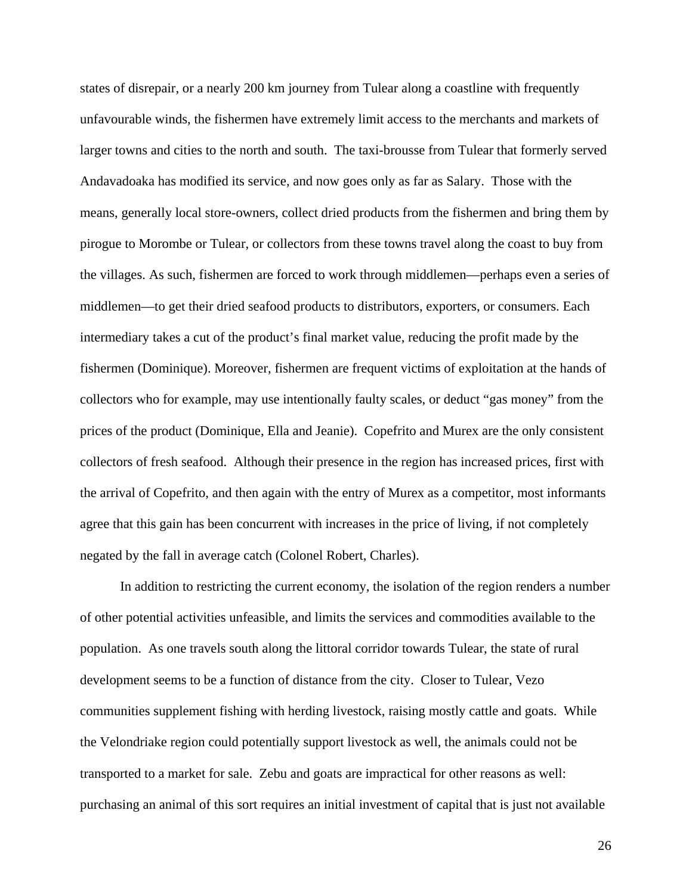states of disrepair, or a nearly 200 km journey from Tulear along a coastline with frequently unfavourable winds, the fishermen have extremely limit access to the merchants and markets of larger towns and cities to the north and south. The taxi-brousse from Tulear that formerly served Andavadoaka has modified its service, and now goes only as far as Salary. Those with the means, generally local store-owners, collect dried products from the fishermen and bring them by pirogue to Morombe or Tulear, or collectors from these towns travel along the coast to buy from the villages. As such, fishermen are forced to work through middlemen—perhaps even a series of middlemen—to get their dried seafood products to distributors, exporters, or consumers. Each intermediary takes a cut of the product's final market value, reducing the profit made by the fishermen (Dominique). Moreover, fishermen are frequent victims of exploitation at the hands of collectors who for example, may use intentionally faulty scales, or deduct "gas money" from the prices of the product (Dominique, Ella and Jeanie). Copefrito and Murex are the only consistent collectors of fresh seafood. Although their presence in the region has increased prices, first with the arrival of Copefrito, and then again with the entry of Murex as a competitor, most informants agree that this gain has been concurrent with increases in the price of living, if not completely negated by the fall in average catch (Colonel Robert, Charles).

In addition to restricting the current economy, the isolation of the region renders a number of other potential activities unfeasible, and limits the services and commodities available to the population. As one travels south along the littoral corridor towards Tulear, the state of rural development seems to be a function of distance from the city. Closer to Tulear, Vezo communities supplement fishing with herding livestock, raising mostly cattle and goats. While the Velondriake region could potentially support livestock as well, the animals could not be transported to a market for sale. Zebu and goats are impractical for other reasons as well: purchasing an animal of this sort requires an initial investment of capital that is just not available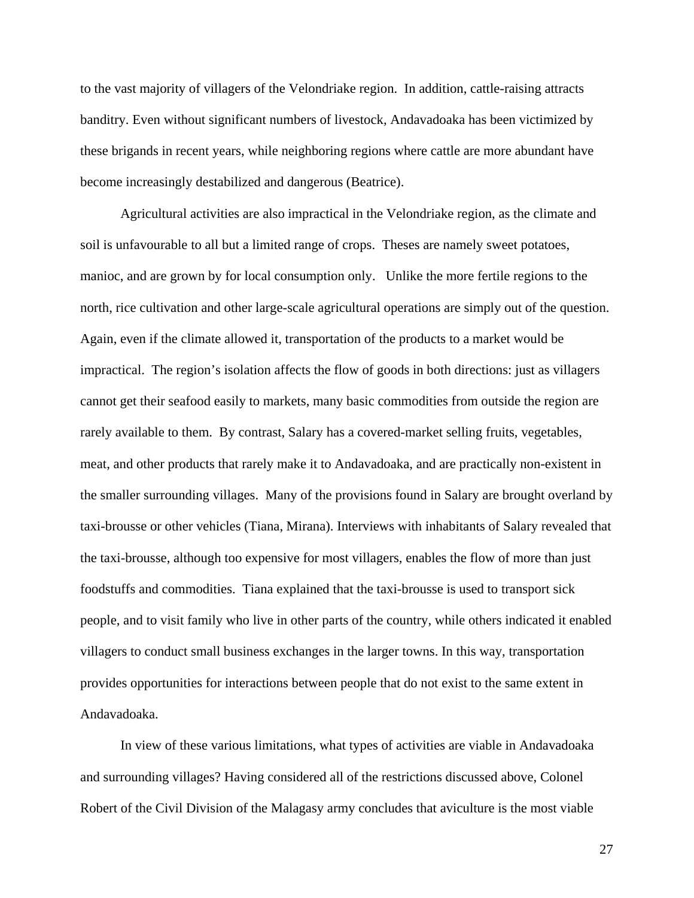to the vast majority of villagers of the Velondriake region. In addition, cattle-raising attracts banditry. Even without significant numbers of livestock, Andavadoaka has been victimized by these brigands in recent years, while neighboring regions where cattle are more abundant have become increasingly destabilized and dangerous (Beatrice).

Agricultural activities are also impractical in the Velondriake region, as the climate and soil is unfavourable to all but a limited range of crops. Theses are namely sweet potatoes, manioc, and are grown by for local consumption only. Unlike the more fertile regions to the north, rice cultivation and other large-scale agricultural operations are simply out of the question. Again, even if the climate allowed it, transportation of the products to a market would be impractical. The region's isolation affects the flow of goods in both directions: just as villagers cannot get their seafood easily to markets, many basic commodities from outside the region are rarely available to them. By contrast, Salary has a covered-market selling fruits, vegetables, meat, and other products that rarely make it to Andavadoaka, and are practically non-existent in the smaller surrounding villages. Many of the provisions found in Salary are brought overland by taxi-brousse or other vehicles (Tiana, Mirana). Interviews with inhabitants of Salary revealed that the taxi-brousse, although too expensive for most villagers, enables the flow of more than just foodstuffs and commodities. Tiana explained that the taxi-brousse is used to transport sick people, and to visit family who live in other parts of the country, while others indicated it enabled villagers to conduct small business exchanges in the larger towns. In this way, transportation provides opportunities for interactions between people that do not exist to the same extent in Andavadoaka.

In view of these various limitations, what types of activities are viable in Andavadoaka and surrounding villages? Having considered all of the restrictions discussed above, Colonel Robert of the Civil Division of the Malagasy army concludes that aviculture is the most viable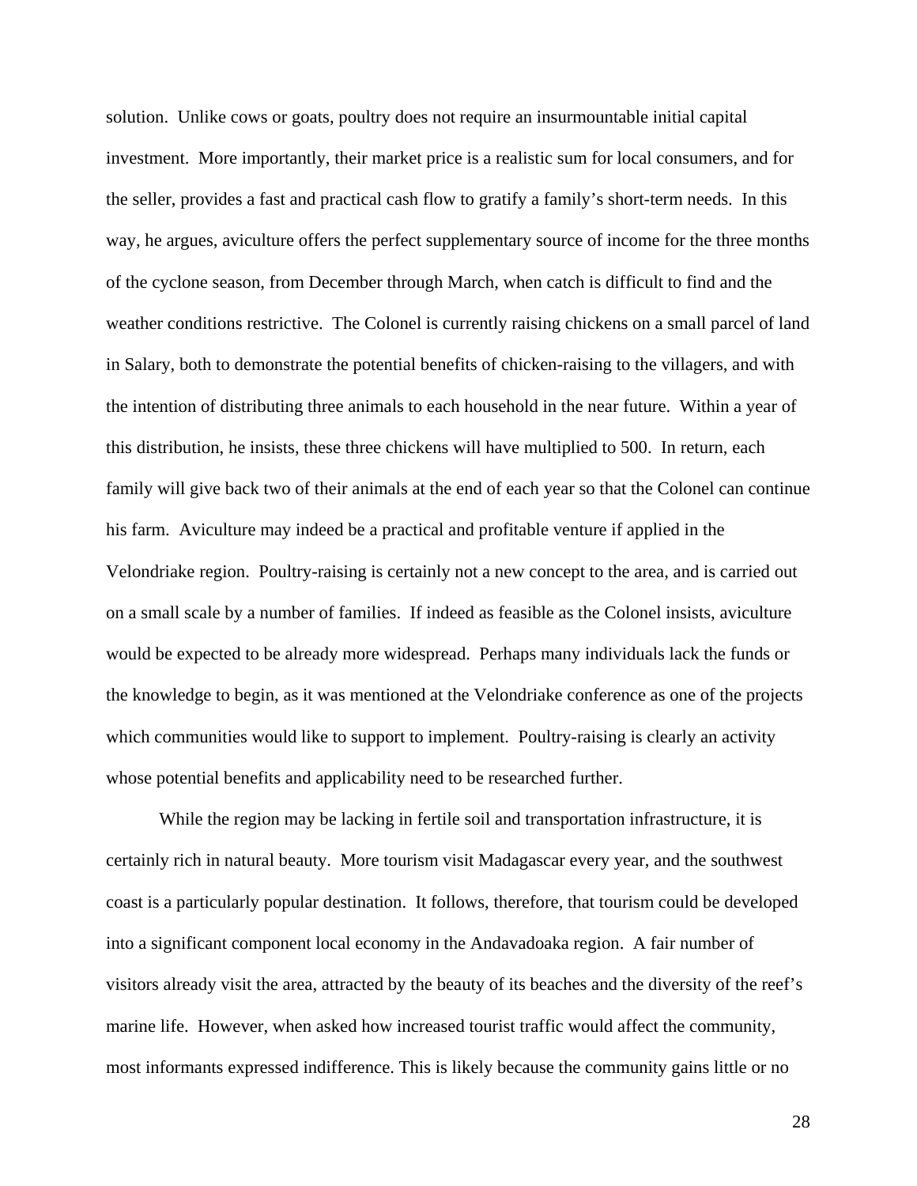solution. Unlike cows or goats, poultry does not require an insurmountable initial capital investment. More importantly, their market price is a realistic sum for local consumers, and for the seller, provides a fast and practical cash flow to gratify a family's short-term needs. In this way, he argues, aviculture offers the perfect supplementary source of income for the three months of the cyclone season, from December through March, when catch is difficult to find and the weather conditions restrictive. The Colonel is currently raising chickens on a small parcel of land in Salary, both to demonstrate the potential benefits of chicken-raising to the villagers, and with the intention of distributing three animals to each household in the near future. Within a year of this distribution, he insists, these three chickens will have multiplied to 500. In return, each family will give back two of their animals at the end of each year so that the Colonel can continue his farm. Aviculture may indeed be a practical and profitable venture if applied in the Velondriake region. Poultry-raising is certainly not a new concept to the area, and is carried out on a small scale by a number of families. If indeed as feasible as the Colonel insists, aviculture would be expected to be already more widespread. Perhaps many individuals lack the funds or the knowledge to begin, as it was mentioned at the Velondriake conference as one of the projects which communities would like to support to implement. Poultry-raising is clearly an activity whose potential benefits and applicability need to be researched further.

While the region may be lacking in fertile soil and transportation infrastructure, it is certainly rich in natural beauty. More tourism visit Madagascar every year, and the southwest coast is a particularly popular destination. It follows, therefore, that tourism could be developed into a significant component local economy in the Andavadoaka region. A fair number of visitors already visit the area, attracted by the beauty of its beaches and the diversity of the reef's marine life. However, when asked how increased tourist traffic would affect the community, most informants expressed indifference. This is likely because the community gains little or no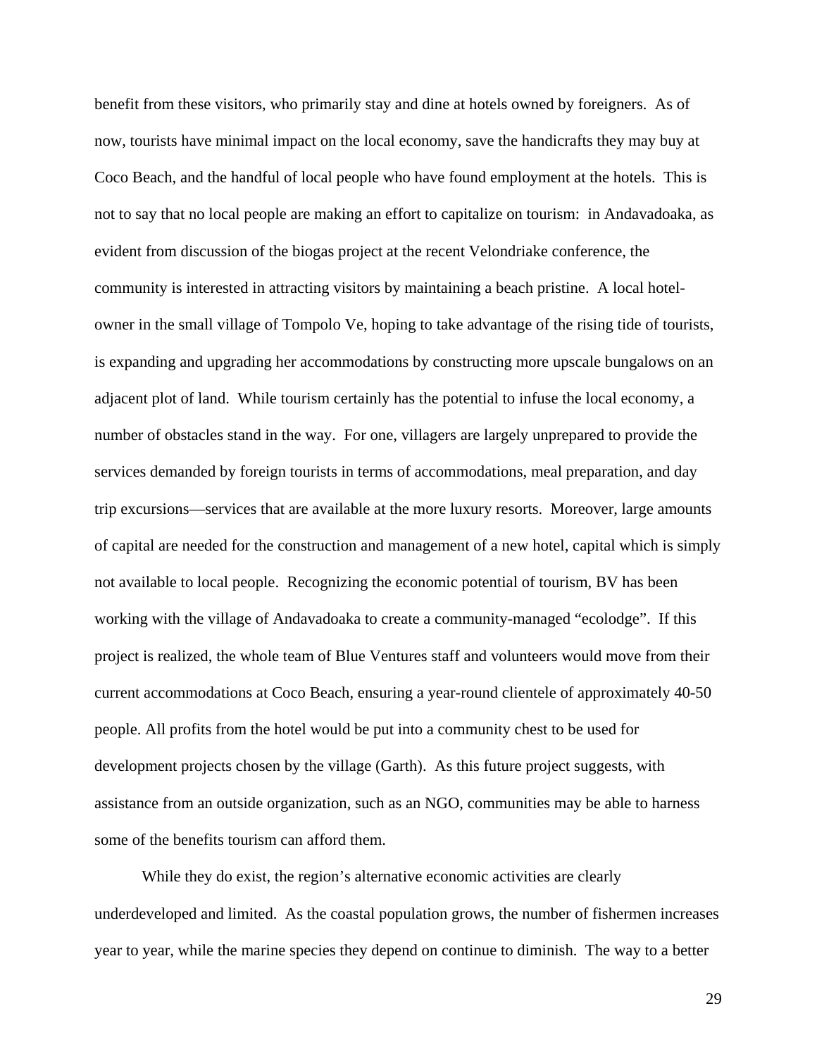benefit from these visitors, who primarily stay and dine at hotels owned by foreigners. As of now, tourists have minimal impact on the local economy, save the handicrafts they may buy at Coco Beach, and the handful of local people who have found employment at the hotels. This is not to say that no local people are making an effort to capitalize on tourism: in Andavadoaka, as evident from discussion of the biogas project at the recent Velondriake conference, the community is interested in attracting visitors by maintaining a beach pristine. A local hotel-owner in the small village of Tompolo Ve, hoping to take advantage of the rising tide of tourists, is expanding and upgrading her accommodations by constructing more upscale bungalows on an adjacent plot of land. While tourism certainly has the potential to infuse the local economy, a number of obstacles stand in the way. For one, villagers are largely unprepared to provide the services demanded by foreign tourists in terms of accommodations, meal preparation, and day trip excursions—services that are available at the more luxury resorts. Moreover, large amounts of capital are needed for the construction and management of a new hotel, capital which is simply not available to local people. Recognizing the economic potential of tourism, BV has been working with the village of Andavadoaka to create a community-managed "ecolodge". If this project is realized, the whole team of Blue Ventures staff and volunteers would move from their current accommodations at Coco Beach, ensuring a year-round clientele of approximately 40-50 people. All profits from the hotel would be put into a community chest to be used for development projects chosen by the village (Garth). As this future project suggests, with assistance from an outside organization, such as an NGO, communities may be able to harness some of the benefits tourism can afford them.

While they do exist, the region's alternative economic activities are clearly underdeveloped and limited. As the coastal population grows, the number of fishermen increases year to year, while the marine species they depend on continue to diminish. The way to a better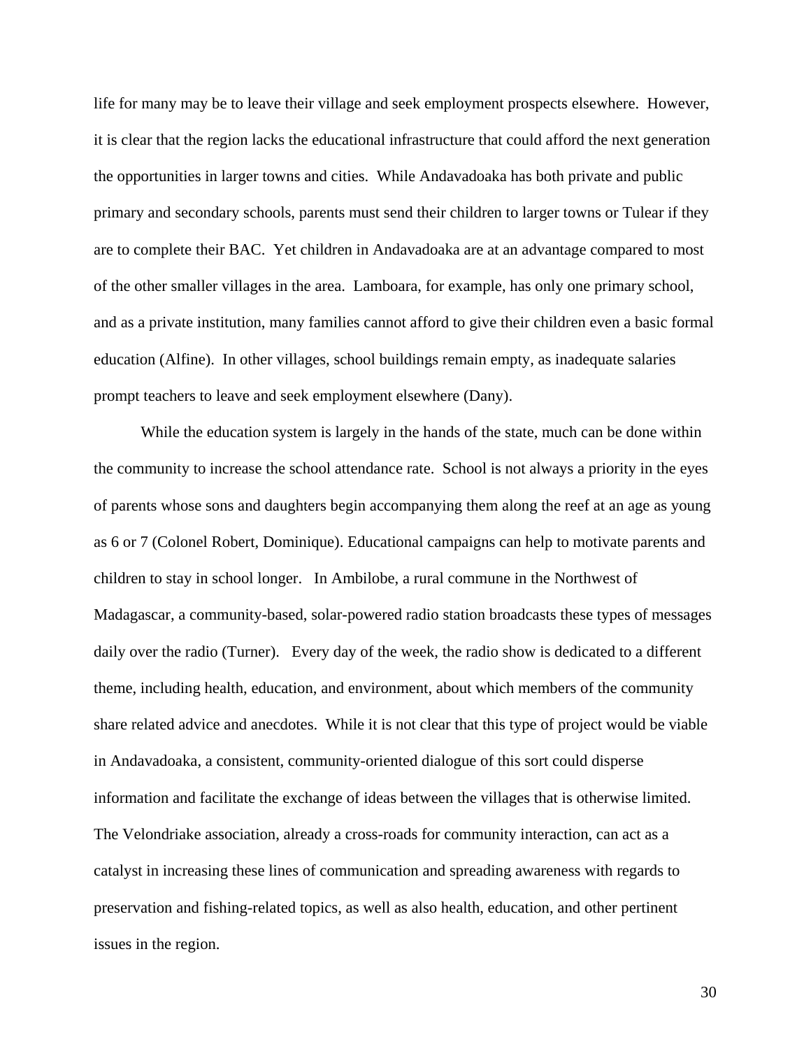life for many may be to leave their village and seek employment prospects elsewhere. However, it is clear that the region lacks the educational infrastructure that could afford the next generation the opportunities in larger towns and cities. While Andavadoaka has both private and public primary and secondary schools, parents must send their children to larger towns or Tulear if they are to complete their BAC. Yet children in Andavadoaka are at an advantage compared to most of the other smaller villages in the area. Lamboara, for example, has only one primary school, and as a private institution, many families cannot afford to give their children even a basic formal education (Alfine). In other villages, school buildings remain empty, as inadequate salaries prompt teachers to leave and seek employment elsewhere (Dany).

While the education system is largely in the hands of the state, much can be done within the community to increase the school attendance rate. School is not always a priority in the eyes of parents whose sons and daughters begin accompanying them along the reef at an age as young as 6 or 7 (Colonel Robert, Dominique). Educational campaigns can help to motivate parents and children to stay in school longer. In Ambilobe, a rural commune in the Northwest of Madagascar, a community-based, solar-powered radio station broadcasts these types of messages daily over the radio (Turner). Every day of the week, the radio show is dedicated to a different theme, including health, education, and environment, about which members of the community share related advice and anecdotes. While it is not clear that this type of project would be viable in Andavadoaka, a consistent, community-oriented dialogue of this sort could disperse information and facilitate the exchange of ideas between the villages that is otherwise limited. The Velondriake association, already a cross-roads for community interaction, can act as a catalyst in increasing these lines of communication and spreading awareness with regards to preservation and fishing-related topics, as well as also health, education, and other pertinent issues in the region.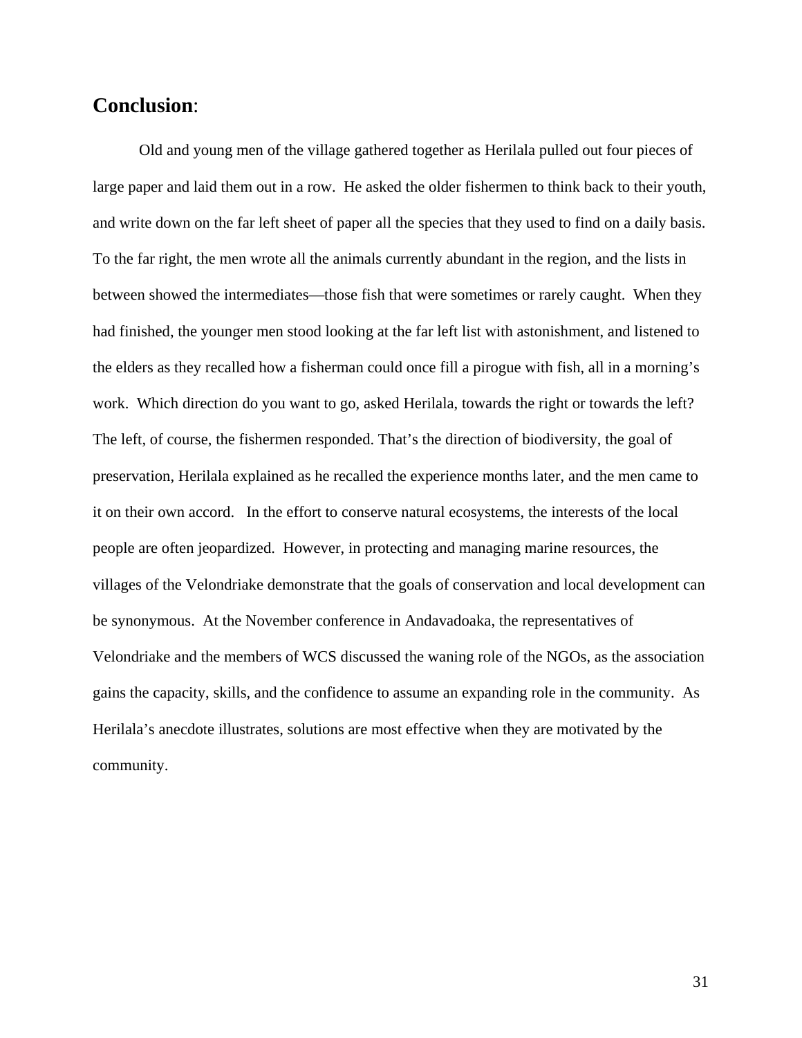## **Conclusion**:

Old and young men of the village gathered together as Herilala pulled out four pieces of large paper and laid them out in a row. He asked the older fishermen to think back to their youth, and write down on the far left sheet of paper all the species that they used to find on a daily basis. To the far right, the men wrote all the animals currently abundant in the region, and the lists in between showed the intermediates—those fish that were sometimes or rarely caught. When they had finished, the younger men stood looking at the far left list with astonishment, and listened to the elders as they recalled how a fisherman could once fill a pirogue with fish, all in a morning's work. Which direction do you want to go, asked Herilala, towards the right or towards the left? The left, of course, the fishermen responded. That's the direction of biodiversity, the goal of preservation, Herilala explained as he recalled the experience months later, and the men came to it on their own accord. In the effort to conserve natural ecosystems, the interests of the local people are often jeopardized. However, in protecting and managing marine resources, the villages of the Velondriake demonstrate that the goals of conservation and local development can be synonymous. At the November conference in Andavadoaka, the representatives of Velondriake and the members of WCS discussed the waning role of the NGOs, as the association gains the capacity, skills, and the confidence to assume an expanding role in the community. As Herilala's anecdote illustrates, solutions are most effective when they are motivated by the community.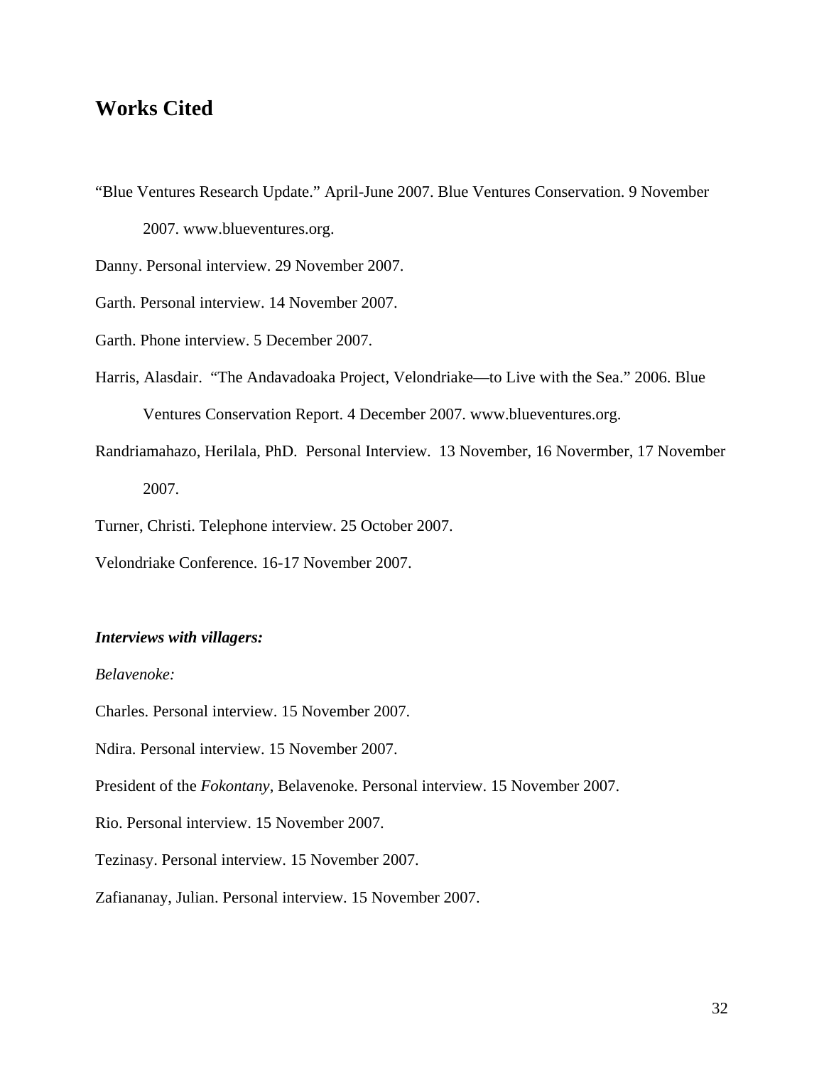## Works Cited

"Blue Ventures Research Update." April-June 2007. Blue Ventures Conservation. 9 November 2007. www.blueventures.org.

Danny. Personal interview. 29 November 2007.

Garth. Personal interview. 14 November 2007.

Garth. Phone interview. 5 December 2007.

Harris, Alasdair. "The Andavadoaka Project, Velondriake—to Live with the Sea." 2006. Blue Ventures Conservation Report. 4 December 2007. www.blueventures.org.

Randriamahazo, Herilala, PhD. Personal Interview. 13 November, 16 Novermber, 17 November 2007.

Turner, Christi. Telephone interview. 25 October 2007.

Velondriake Conference. 16-17 November 2007.

***Interviews with villagers:***

*Belavenoke:*

Charles. Personal interview. 15 November 2007.

Ndira. Personal interview. 15 November 2007.

President of the *Fokontany*, Belavenoke. Personal interview. 15 November 2007.

Rio. Personal interview. 15 November 2007.

Tezinasy. Personal interview. 15 November 2007.

Zafiananay, Julian. Personal interview. 15 November 2007.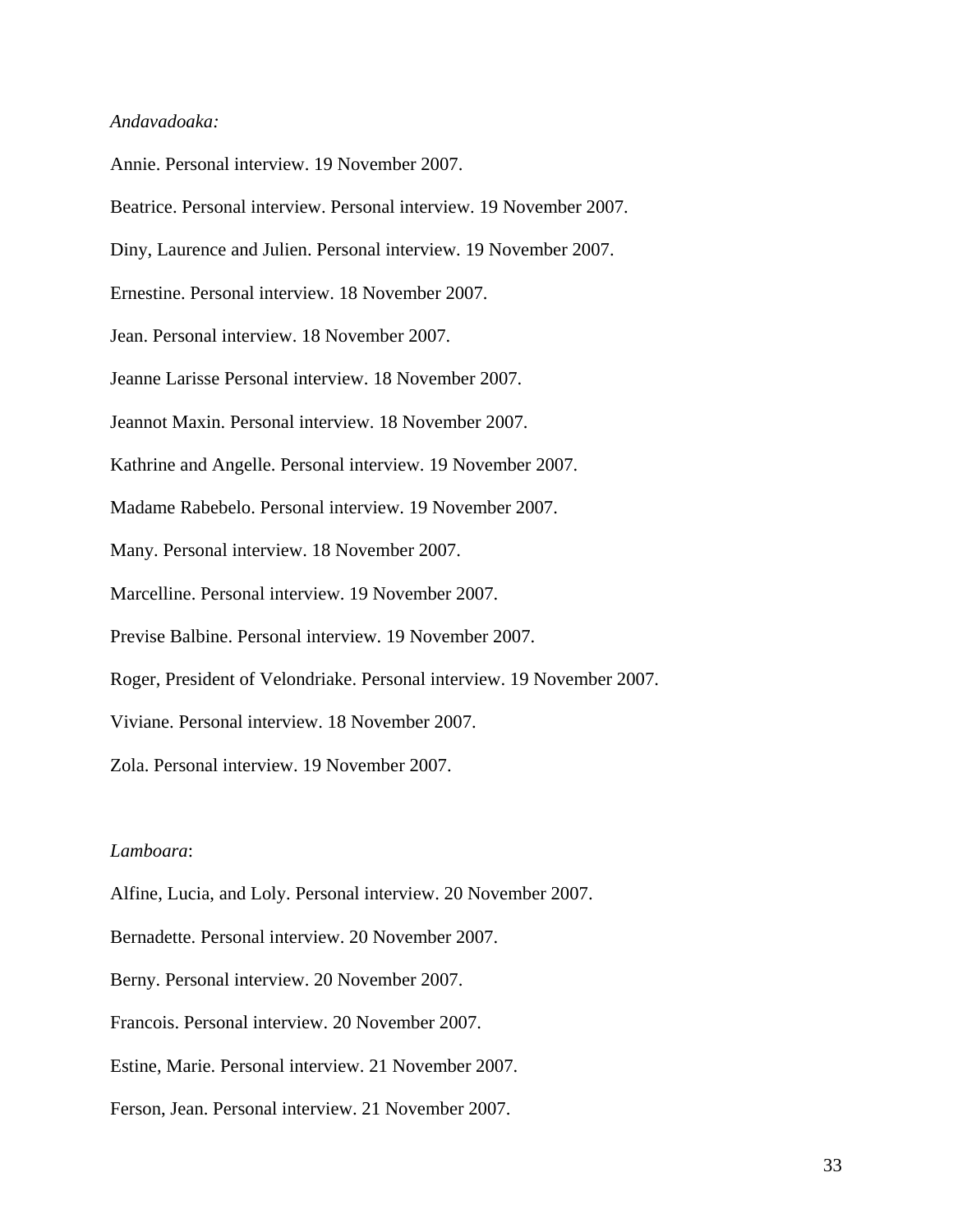*Andavadoaka:*

Annie. Personal interview. 19 November 2007.

Beatrice. Personal interview. Personal interview. 19 November 2007.

Diny, Laurence and Julien. Personal interview. 19 November 2007.

Ernestine. Personal interview. 18 November 2007.

Jean. Personal interview. 18 November 2007.

Jeanne Larisse Personal interview. 18 November 2007.

Jeannot Maxin. Personal interview. 18 November 2007.

Kathrine and Angelle. Personal interview. 19 November 2007.

Madame Rabebelo. Personal interview. 19 November 2007.

Many. Personal interview. 18 November 2007.

Marcelline. Personal interview. 19 November 2007.

Previse Balbine. Personal interview. 19 November 2007.

Roger, President of Velondriake. Personal interview. 19 November 2007.

Viviane. Personal interview. 18 November 2007.

Zola. Personal interview. 19 November 2007.

*Lamboara*:

Alfine, Lucia, and Loly. Personal interview. 20 November 2007.

Bernadette. Personal interview. 20 November 2007.

Berny. Personal interview. 20 November 2007.

Francois. Personal interview. 20 November 2007.

Estine, Marie. Personal interview. 21 November 2007.

Ferson, Jean. Personal interview. 21 November 2007.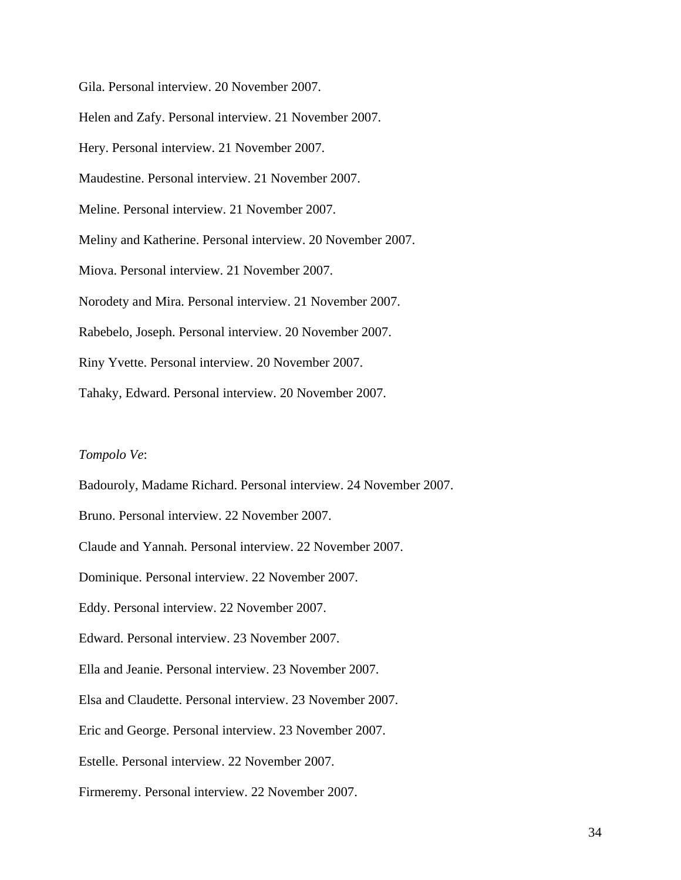Gila. Personal interview. 20 November 2007.

Helen and Zafy. Personal interview. 21 November 2007.

Hery. Personal interview. 21 November 2007.

Maudestine. Personal interview. 21 November 2007.

Meline. Personal interview. 21 November 2007.

Meliny and Katherine. Personal interview. 20 November 2007.

Miova. Personal interview. 21 November 2007.

Norodety and Mira. Personal interview. 21 November 2007.

Rabebelo, Joseph. Personal interview. 20 November 2007.

Riny Yvette. Personal interview. 20 November 2007.

Tahaky, Edward. Personal interview. 20 November 2007.

*Tompolo Ve*:

Badouroly, Madame Richard. Personal interview. 24 November 2007.

Bruno. Personal interview. 22 November 2007.

Claude and Yannah. Personal interview. 22 November 2007.

Dominique. Personal interview. 22 November 2007.

Eddy. Personal interview. 22 November 2007.

Edward. Personal interview. 23 November 2007.

Ella and Jeanie. Personal interview. 23 November 2007.

Elsa and Claudette. Personal interview. 23 November 2007.

Eric and George. Personal interview. 23 November 2007.

Estelle. Personal interview. 22 November 2007.

Firmeremy. Personal interview. 22 November 2007.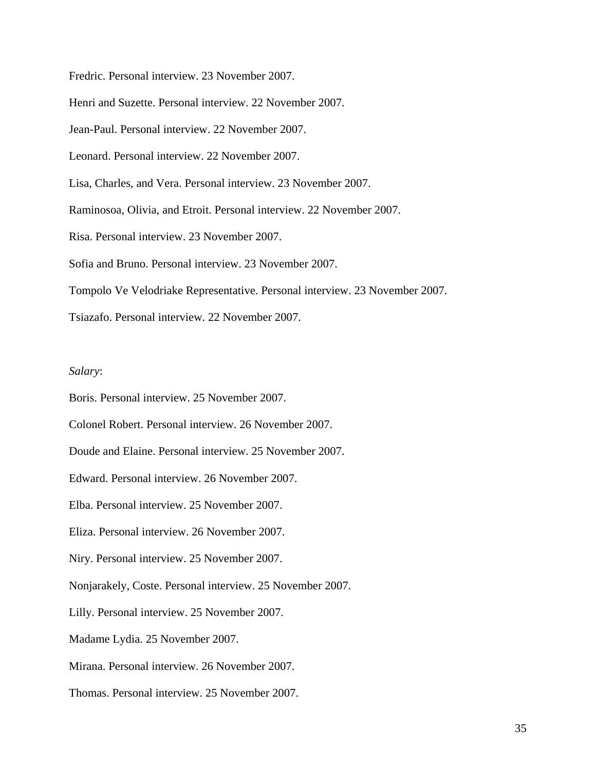Fredric. Personal interview. 23 November 2007.

Henri and Suzette. Personal interview. 22 November 2007.

Jean-Paul. Personal interview. 22 November 2007.

Leonard. Personal interview. 22 November 2007.

Lisa, Charles, and Vera. Personal interview. 23 November 2007.

Raminosoa, Olivia, and Etroit. Personal interview. 22 November 2007.

Risa. Personal interview. 23 November 2007.

Sofia and Bruno. Personal interview. 23 November 2007.

Tompolo Ve Velodriake Representative. Personal interview. 23 November 2007.

Tsiazafo. Personal interview. 22 November 2007.

*Salary*:

Boris. Personal interview. 25 November 2007.

Colonel Robert. Personal interview. 26 November 2007.

Doude and Elaine. Personal interview. 25 November 2007.

Edward. Personal interview. 26 November 2007.

Elba. Personal interview. 25 November 2007.

Eliza. Personal interview. 26 November 2007.

Niry. Personal interview. 25 November 2007.

Nonjarakely, Coste. Personal interview. 25 November 2007.

Lilly. Personal interview. 25 November 2007.

Madame Lydia. 25 November 2007.

Mirana. Personal interview. 26 November 2007.

Thomas. Personal interview. 25 November 2007.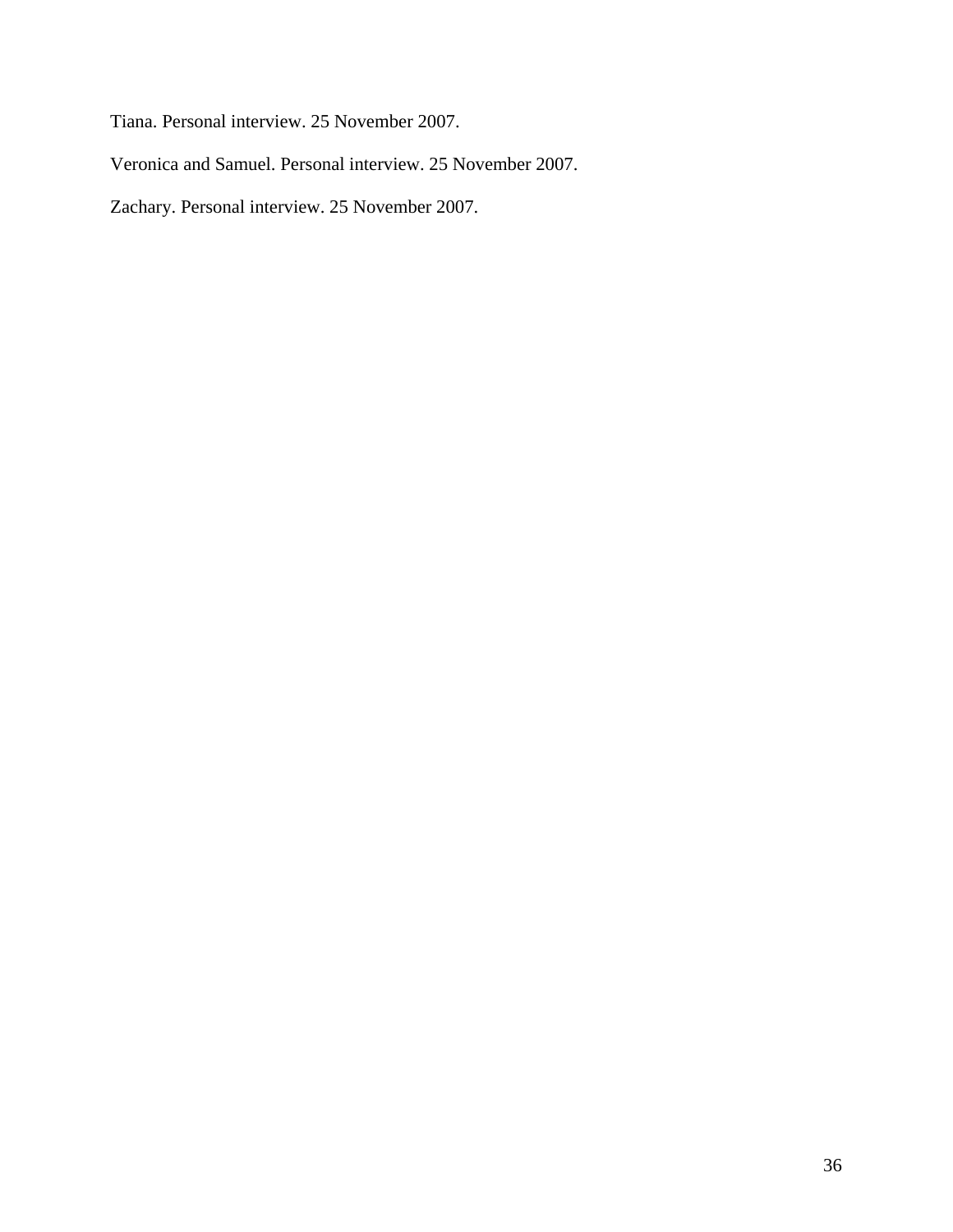Tiana. Personal interview. 25 November 2007.

Veronica and Samuel. Personal interview. 25 November 2007.

Zachary. Personal interview. 25 November 2007.